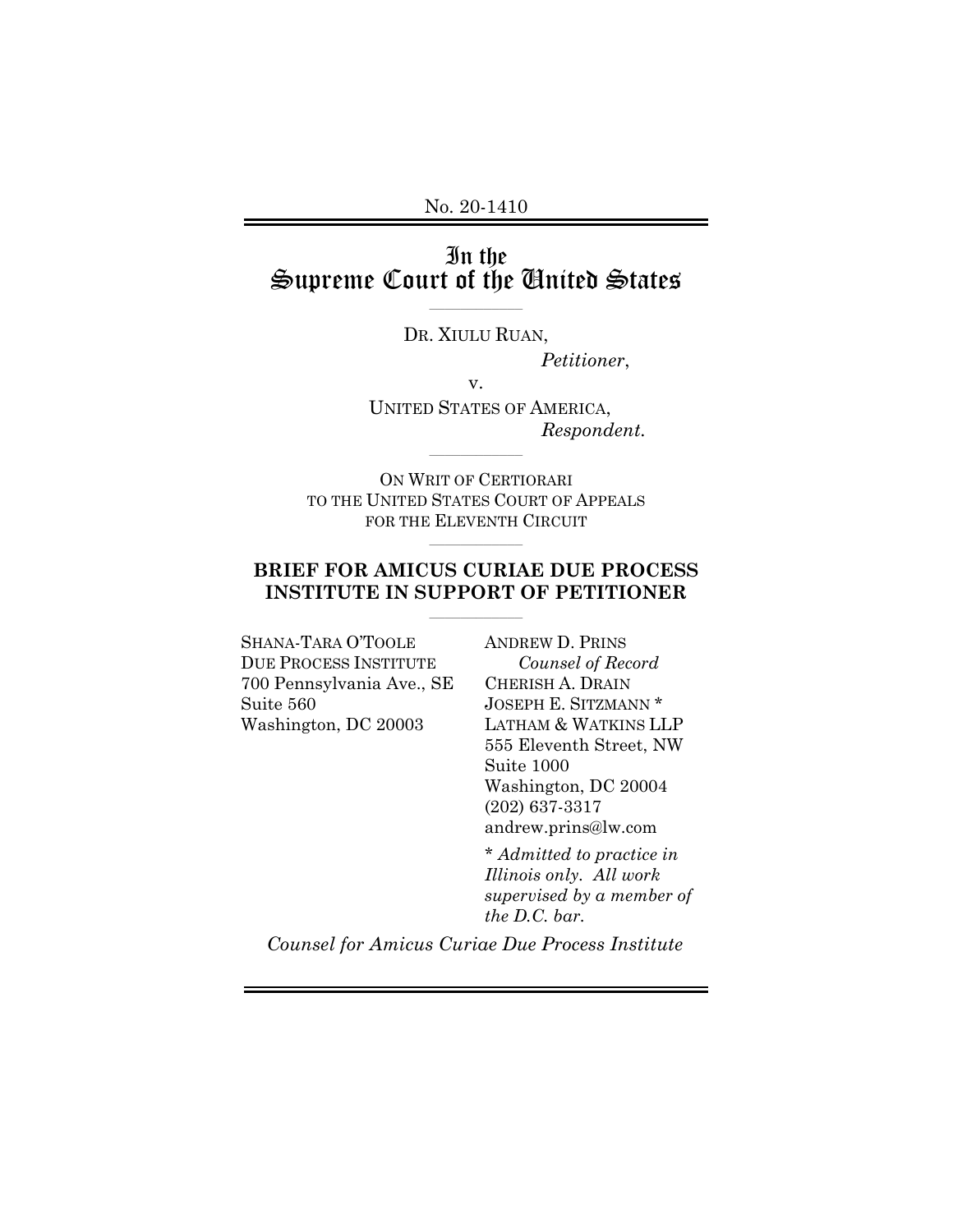No. 20-1410

# In the Supreme Court of the United States

---

DR. XIULU RUAN,

*Petitioner*,

v.

UNITED STATES OF AMERICA,

*Respondent*.

---

ON WRIT OF CERTIORARI TO THE UNITED STATES COURT OF APPEALS FOR THE ELEVENTH CIRCUIT

---

**BRIEF FOR AMICUS CURIAE DUE PROCESS INSTITUTE IN SUPPORT OF PETITIONER**

---

SHANA-TARA O'TOOLE
DUE PROCESS INSTITUTE
700 Pennsylvania Ave., SE
Suite 560
Washington, DC 20003

ANDREW D. PRINS
*Counsel of Record*
CHERISH A. DRAIN
JOSEPH E. SITZMANN *
LATHAM & WATKINS LLP
555 Eleventh Street, NW
Suite 1000
Washington, DC 20004
(202) 637-3317
andrew.prins@lw.com

\* *Admitted to practice in Illinois only. All work supervised by a member of the D.C. bar.*

*Counsel for Amicus Curiae Due Process Institute*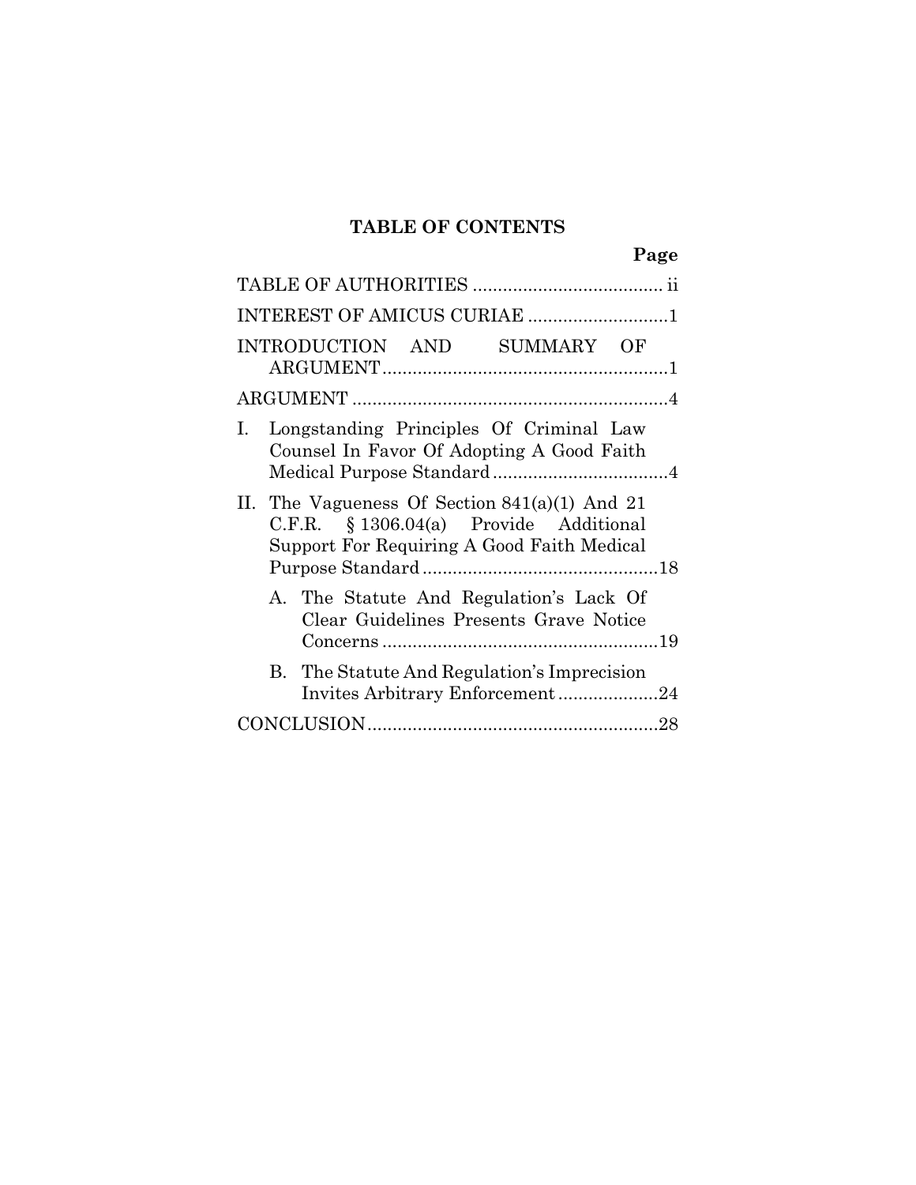## TABLE OF CONTENTS

| | Page |
|---|---|
| TABLE OF AUTHORITIES | ii |
| INTEREST OF AMICUS CURIAE | 1 |
| INTRODUCTION AND SUMMARY OF ARGUMENT | 1 |
| ARGUMENT | 4 |
| I. Longstanding Principles Of Criminal Law Counsel In Favor Of Adopting A Good Faith Medical Purpose Standard | 4 |
| II. The Vagueness Of Section 841(a)(1) And 21 C.F.R. § 1306.04(a) Provide Additional Support For Requiring A Good Faith Medical Purpose Standard | 18 |
| A. The Statute And Regulation's Lack Of Clear Guidelines Presents Grave Notice Concerns | 19 |
| B. The Statute And Regulation's Imprecision Invites Arbitrary Enforcement | 24 |
| CONCLUSION | 28 |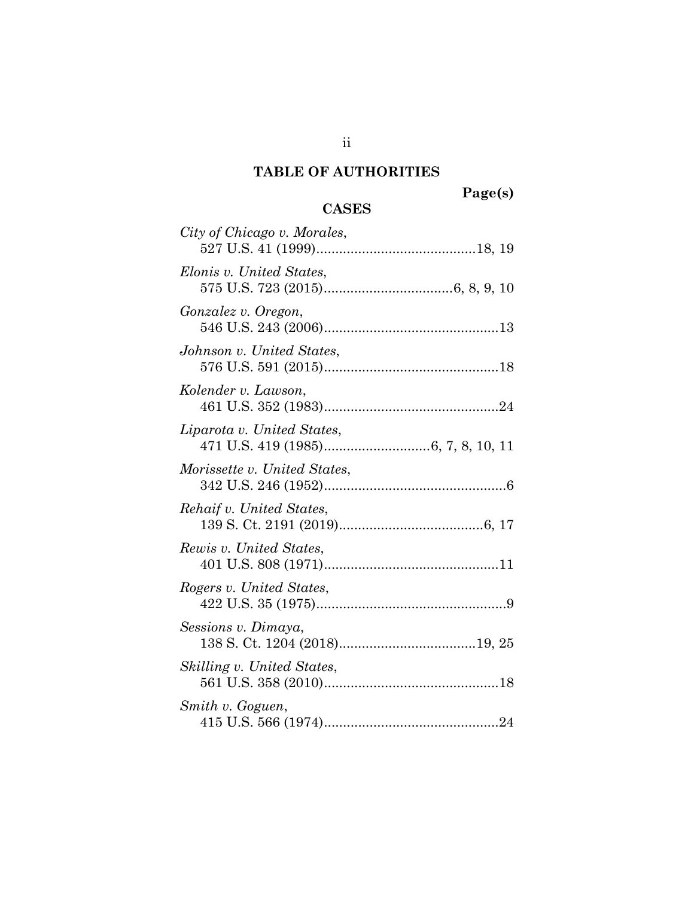## TABLE OF AUTHORITIES

**Page(s)**

### CASES

*City of Chicago v. Morales*,
527 U.S. 41 (1999)..........................................18, 19

*Elonis v. United States*,
575 U.S. 723 (2015).................................6, 8, 9, 10

*Gonzalez v. Oregon*,
546 U.S. 243 (2006).............................................13

*Johnson v. United States*,
576 U.S. 591 (2015).............................................18

*Kolender v. Lawson*,
461 U.S. 352 (1983).............................................24

*Liparota v. United States*,
471 U.S. 419 (1985)...........................6, 7, 8, 10, 11

*Morissette v. United States*,
342 U.S. 246 (1952)...............................................6

*Rehaif v. United States*,
139 S. Ct. 2191 (2019)......................................6, 17

*Rewis v. United States*,
401 U.S. 808 (1971).............................................11

*Rogers v. United States*,
422 U.S. 35 (1975).................................................9

*Sessions v. Dimaya*,
138 S. Ct. 1204 (2018)....................................19, 25

*Skilling v. United States*,
561 U.S. 358 (2010).............................................18

*Smith v. Goguen*,
415 U.S. 566 (1974).............................................24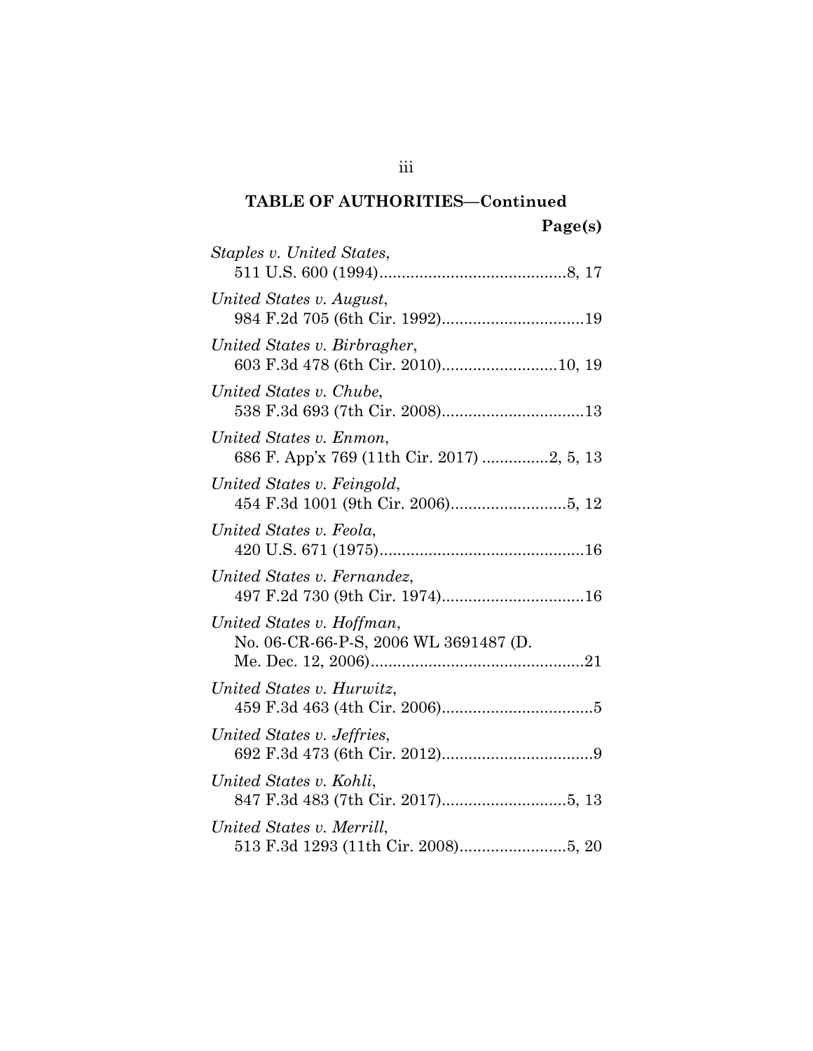## TABLE OF AUTHORITIES—Continued

**Page(s)**

*Staples v. United States*,
511 U.S. 600 (1994)..........................................8, 17

*United States v. August*,
984 F.2d 705 (6th Cir. 1992)................................19

*United States v. Birbragher*,
603 F.3d 478 (6th Cir. 2010)..........................10, 19

*United States v. Chube*,
538 F.3d 693 (7th Cir. 2008)................................13

*United States v. Enmon*,
686 F. App'x 769 (11th Cir. 2017) ...............2, 5, 13

*United States v. Feingold*,
454 F.3d 1001 (9th Cir. 2006)..........................5, 12

*United States v. Feola*,
420 U.S. 671 (1975)..............................................16

*United States v. Fernandez*,
497 F.2d 730 (9th Cir. 1974)................................16

*United States v. Hoffman*,
No. 06-CR-66-P-S, 2006 WL 3691487 (D. Me. Dec. 12, 2006)................................................21

*United States v. Hurwitz*,
459 F.3d 463 (4th Cir. 2006)..................................5

*United States v. Jeffries*,
692 F.3d 473 (6th Cir. 2012)..................................9

*United States v. Kohli*,
847 F.3d 483 (7th Cir. 2017)............................5, 13

*United States v. Merrill*,
513 F.3d 1293 (11th Cir. 2008)........................5, 20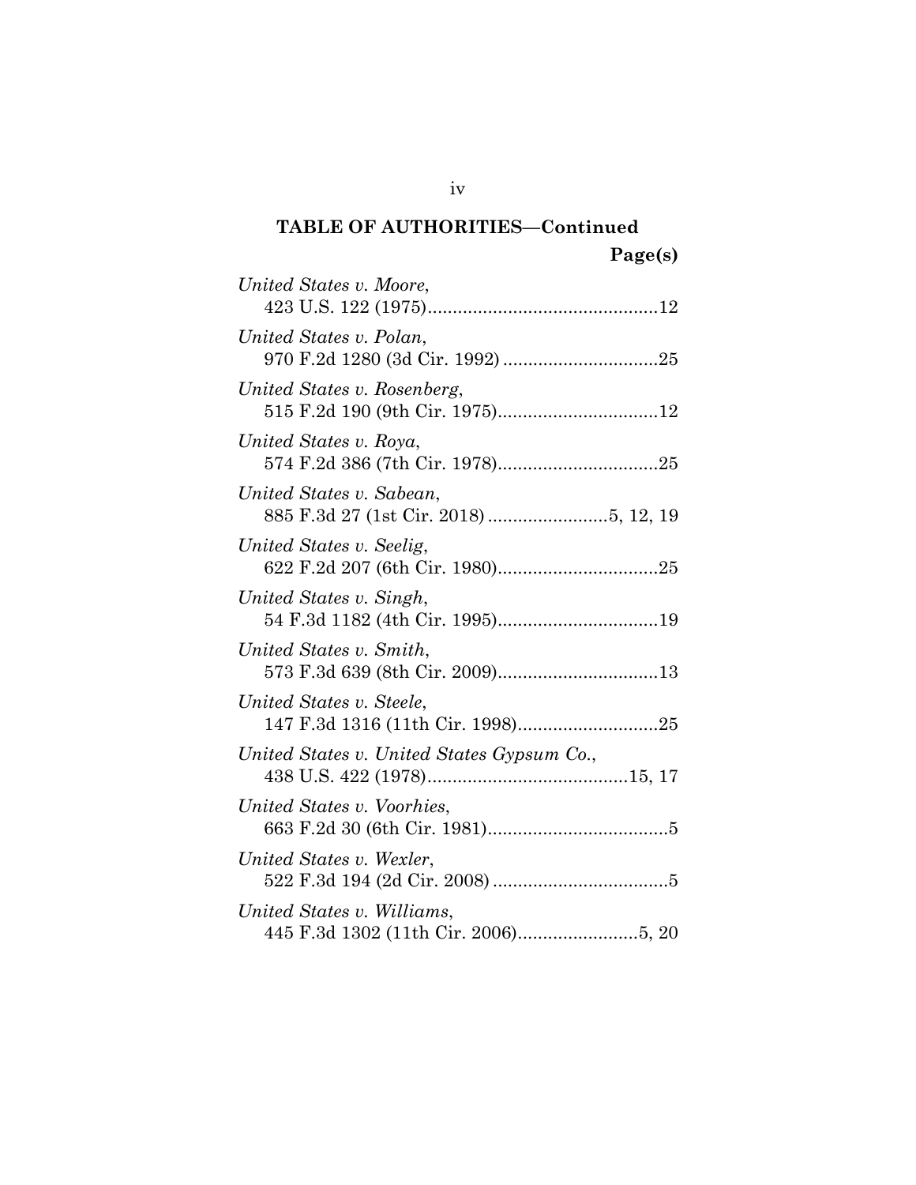## TABLE OF AUTHORITIES—Continued

**Page(s)**

*United States v. Moore*,
423 U.S. 122 (1975)..............................................12

*United States v. Polan*,
970 F.2d 1280 (3d Cir. 1992) ...............................25

*United States v. Rosenberg*,
515 F.2d 190 (9th Cir. 1975)................................12

*United States v. Roya*,
574 F.2d 386 (7th Cir. 1978)................................25

*United States v. Sabean*,
885 F.3d 27 (1st Cir. 2018) ........................5, 12, 19

*United States v. Seelig*,
622 F.2d 207 (6th Cir. 1980)................................25

*United States v. Singh*,
54 F.3d 1182 (4th Cir. 1995)................................19

*United States v. Smith*,
573 F.3d 639 (8th Cir. 2009)................................13

*United States v. Steele*,
147 F.3d 1316 (11th Cir. 1998)............................25

*United States v. United States Gypsum Co.*,
438 U.S. 422 (1978)........................................15, 17

*United States v. Voorhies*,
663 F.2d 30 (6th Cir. 1981)....................................5

*United States v. Wexler*,
522 F.3d 194 (2d Cir. 2008) ...................................5

*United States v. Williams*,
445 F.3d 1302 (11th Cir. 2006)........................5, 20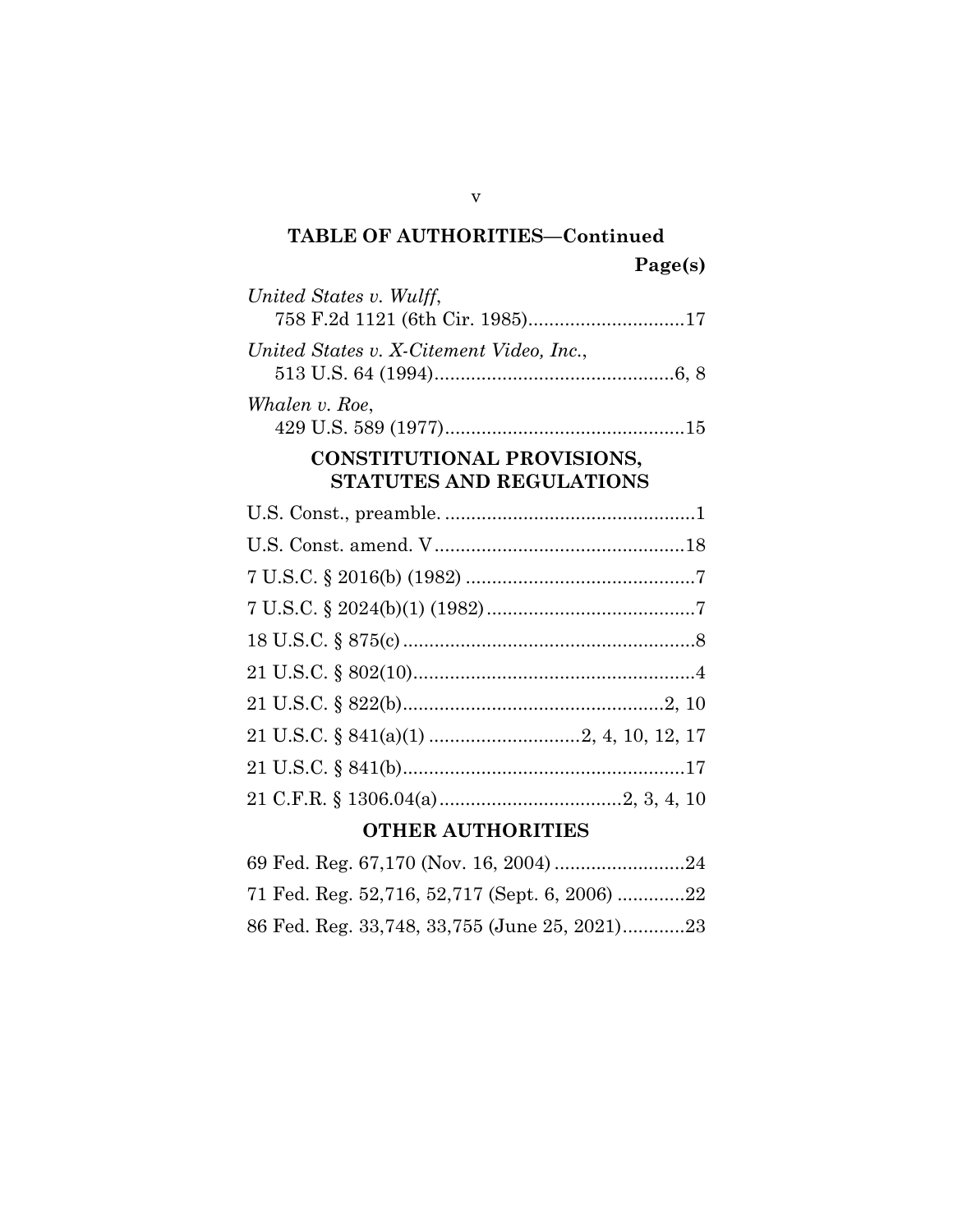## TABLE OF AUTHORITIES—Continued

**Page(s)**

*United States v. Wulff*,
758 F.2d 1121 (6th Cir. 1985)..............................17

*United States v. X-Citement Video, Inc.*,
513 U.S. 64 (1994)..............................................6, 8

*Whalen v. Roe*,
429 U.S. 589 (1977)..............................................15

## CONSTITUTIONAL PROVISIONS, STATUTES AND REGULATIONS

U.S. Const., preamble. ................................................1

U.S. Const. amend. V................................................18

7 U.S.C. § 2016(b) (1982) ............................................7

7 U.S.C. § 2024(b)(1) (1982)........................................7

18 U.S.C. § 875(c)........................................................8

21 U.S.C. § 802(10)......................................................4

21 U.S.C. § 822(b)..................................................2, 10

21 U.S.C. § 841(a)(1) ............................2, 4, 10, 12, 17

21 U.S.C. § 841(b)......................................................17

21 C.F.R. § 1306.04(a)...................................2, 3, 4, 10

## OTHER AUTHORITIES

69 Fed. Reg. 67,170 (Nov. 16, 2004) .........................24

71 Fed. Reg. 52,716, 52,717 (Sept. 6, 2006) .............22

86 Fed. Reg. 33,748, 33,755 (June 25, 2021)............23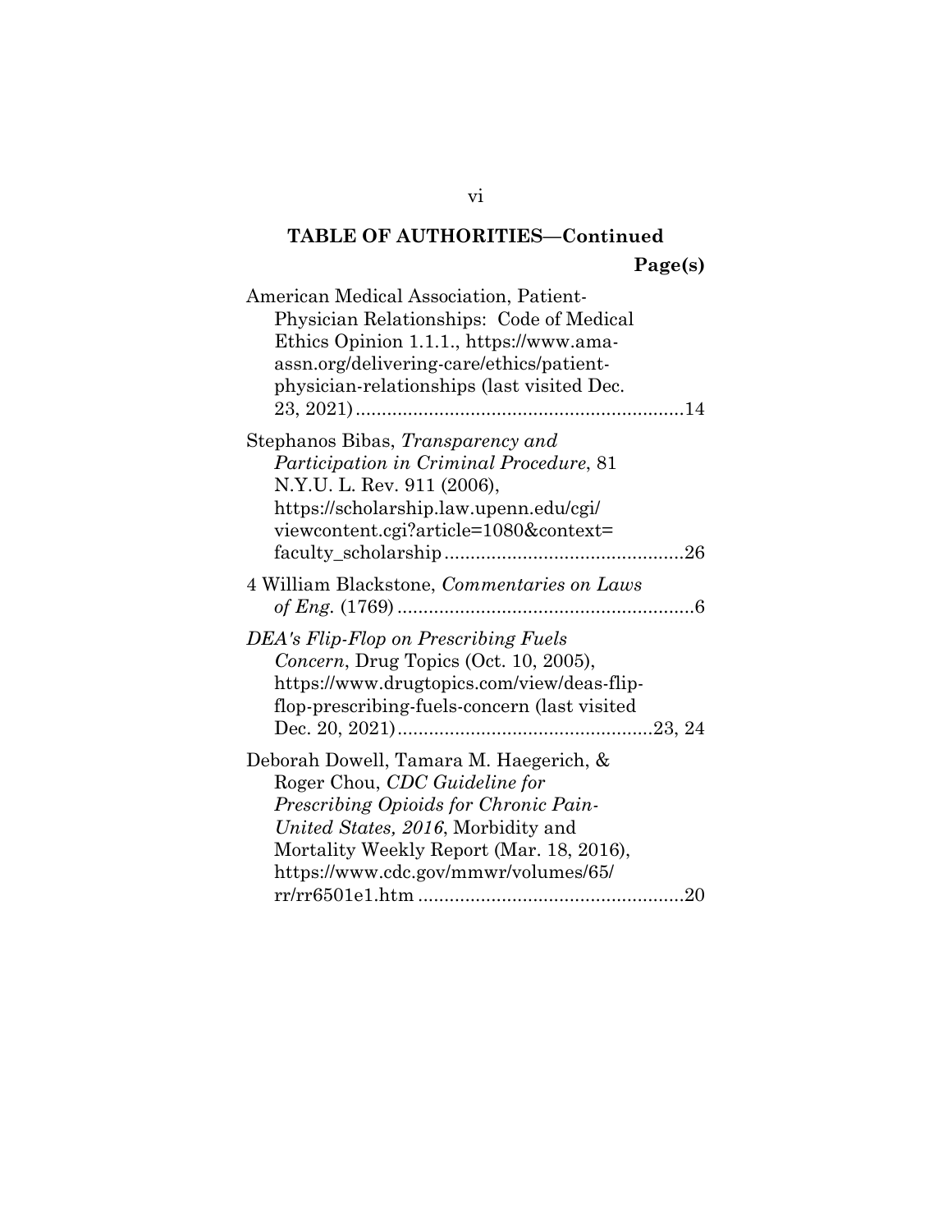## TABLE OF AUTHORITIES—Continued

**Page(s)**

American Medical Association, Patient-Physician Relationships: Code of Medical Ethics Opinion 1.1.1., https://www.ama-assn.org/delivering-care/ethics/patient-physician-relationships (last visited Dec. 23, 2021) ............................................................14

Stephanos Bibas, *Transparency and Participation in Criminal Procedure*, 81 N.Y.U. L. Rev. 911 (2006), https://scholarship.law.upenn.edu/cgi/viewcontent.cgi?article=1080&context=faculty_scholarship ............................................26

4 William Blackstone, *Commentaries on Laws of Eng.* (1769) ........................................................6

*DEA's Flip-Flop on Prescribing Fuels Concern*, Drug Topics (Oct. 10, 2005), https://www.drugtopics.com/view/deas-flip-flop-prescribing-fuels-concern (last visited Dec. 20, 2021)................................................23, 24

Deborah Dowell, Tamara M. Haegerich, & Roger Chou, *CDC Guideline for Prescribing Opioids for Chronic Pain-United States, 2016*, Morbidity and Mortality Weekly Report (Mar. 18, 2016), https://www.cdc.gov/mmwr/volumes/65/rr/rr6501e1.htm ..................................................20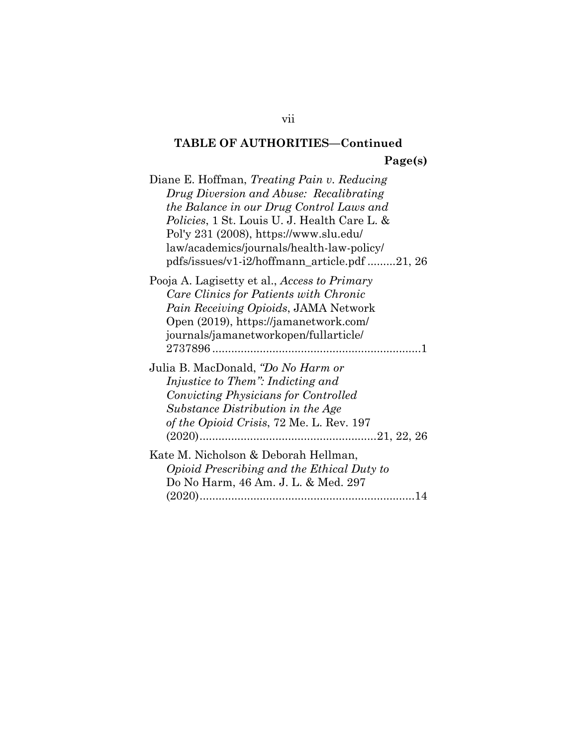**TABLE OF AUTHORITIES—Continued**

**Page(s)**

Diane E. Hoffman, *Treating Pain v. Reducing Drug Diversion and Abuse: Recalibrating the Balance in our Drug Control Laws and Policies*, 1 St. Louis U. J. Health Care L. & Pol'y 231 (2008), https://www.slu.edu/law/academics/journals/health-law-policy/pdfs/issues/v1-i2/hoffmann_article.pdf .........21, 26

Pooja A. Lagisetty et al., *Access to Primary Care Clinics for Patients with Chronic Pain Receiving Opioids*, JAMA Network Open (2019), https://jamanetwork.com/journals/jamanetworkopen/fullarticle/2737896 ..................................................................1

Julia B. MacDonald, *"Do No Harm or Injustice to Them": Indicting and Convicting Physicians for Controlled Substance Distribution in the Age of the Opioid Crisis*, 72 Me. L. Rev. 197 (2020)........................................................21, 22, 26

Kate M. Nicholson & Deborah Hellman, *Opioid Prescribing and the Ethical Duty to* Do No Harm, 46 Am. J. L. & Med. 297 (2020)....................................................................14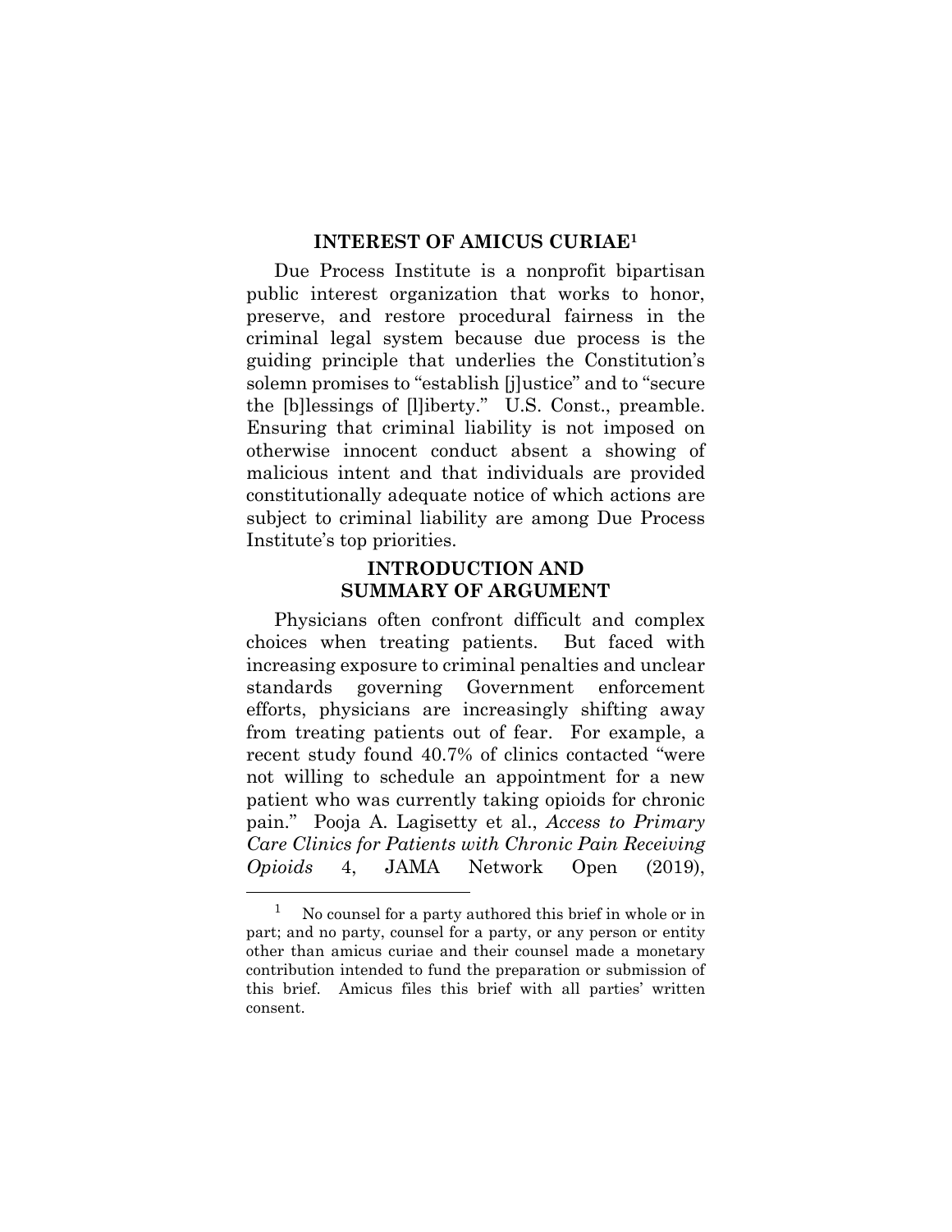## INTEREST OF AMICUS CURIAE[1]

Due Process Institute is a nonprofit bipartisan public interest organization that works to honor, preserve, and restore procedural fairness in the criminal legal system because due process is the guiding principle that underlies the Constitution's solemn promises to "establish [j]ustice" and to "secure the [b]lessings of [l]iberty." U.S. Const., preamble. Ensuring that criminal liability is not imposed on otherwise innocent conduct absent a showing of malicious intent and that individuals are provided constitutionally adequate notice of which actions are subject to criminal liability are among Due Process Institute's top priorities.

## INTRODUCTION AND SUMMARY OF ARGUMENT

Physicians often confront difficult and complex choices when treating patients. But faced with increasing exposure to criminal penalties and unclear standards governing Government enforcement efforts, physicians are increasingly shifting away from treating patients out of fear. For example, a recent study found 40.7% of clinics contacted "were not willing to schedule an appointment for a new patient who was currently taking opioids for chronic pain." Pooja A. Lagisetty et al., *Access to Primary Care Clinics for Patients with Chronic Pain Receiving Opioids* 4, JAMA Network Open (2019),

[1] No counsel for a party authored this brief in whole or in part; and no party, counsel for a party, or any person or entity other than amicus curiae and their counsel made a monetary contribution intended to fund the preparation or submission of this brief. Amicus files this brief with all parties' written consent.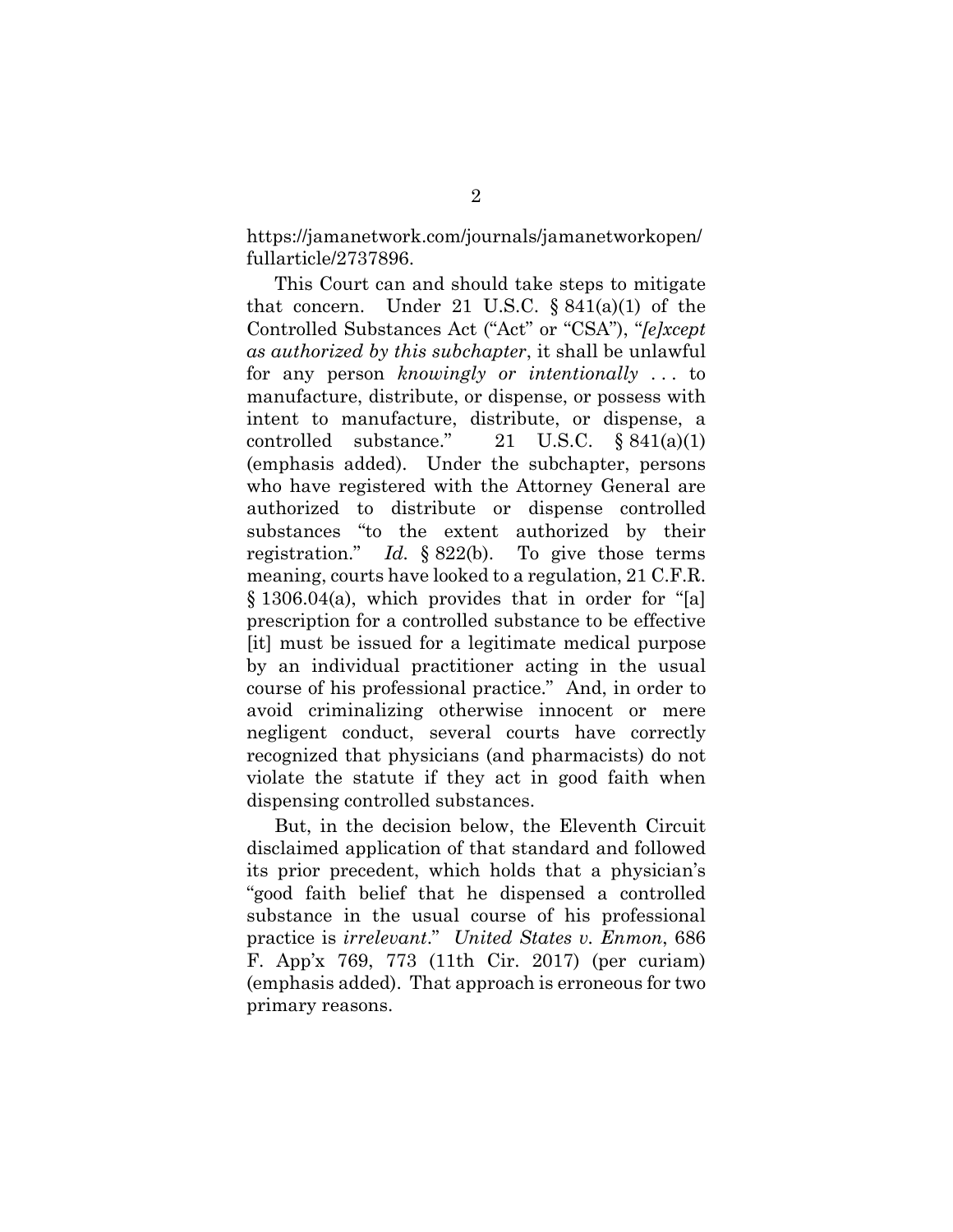https://jamanetwork.com/journals/jamanetworkopen/fullarticle/2737896.

This Court can and should take steps to mitigate that concern. Under 21 U.S.C. § 841(a)(1) of the Controlled Substances Act ("Act" or "CSA"), "*[e]xcept as authorized by this subchapter*, it shall be unlawful for any person *knowingly or intentionally* . . . to manufacture, distribute, or dispense, or possess with intent to manufacture, distribute, or dispense, a controlled substance." 21 U.S.C. § 841(a)(1) (emphasis added). Under the subchapter, persons who have registered with the Attorney General are authorized to distribute or dispense controlled substances "to the extent authorized by their registration." *Id.* § 822(b). To give those terms meaning, courts have looked to a regulation, 21 C.F.R. § 1306.04(a), which provides that in order for "[a] prescription for a controlled substance to be effective [it] must be issued for a legitimate medical purpose by an individual practitioner acting in the usual course of his professional practice." And, in order to avoid criminalizing otherwise innocent or mere negligent conduct, several courts have correctly recognized that physicians (and pharmacists) do not violate the statute if they act in good faith when dispensing controlled substances.

But, in the decision below, the Eleventh Circuit disclaimed application of that standard and followed its prior precedent, which holds that a physician's "good faith belief that he dispensed a controlled substance in the usual course of his professional practice is *irrelevant*." *United States v. Enmon*, 686 F. App'x 769, 773 (11th Cir. 2017) (per curiam) (emphasis added). That approach is erroneous for two primary reasons.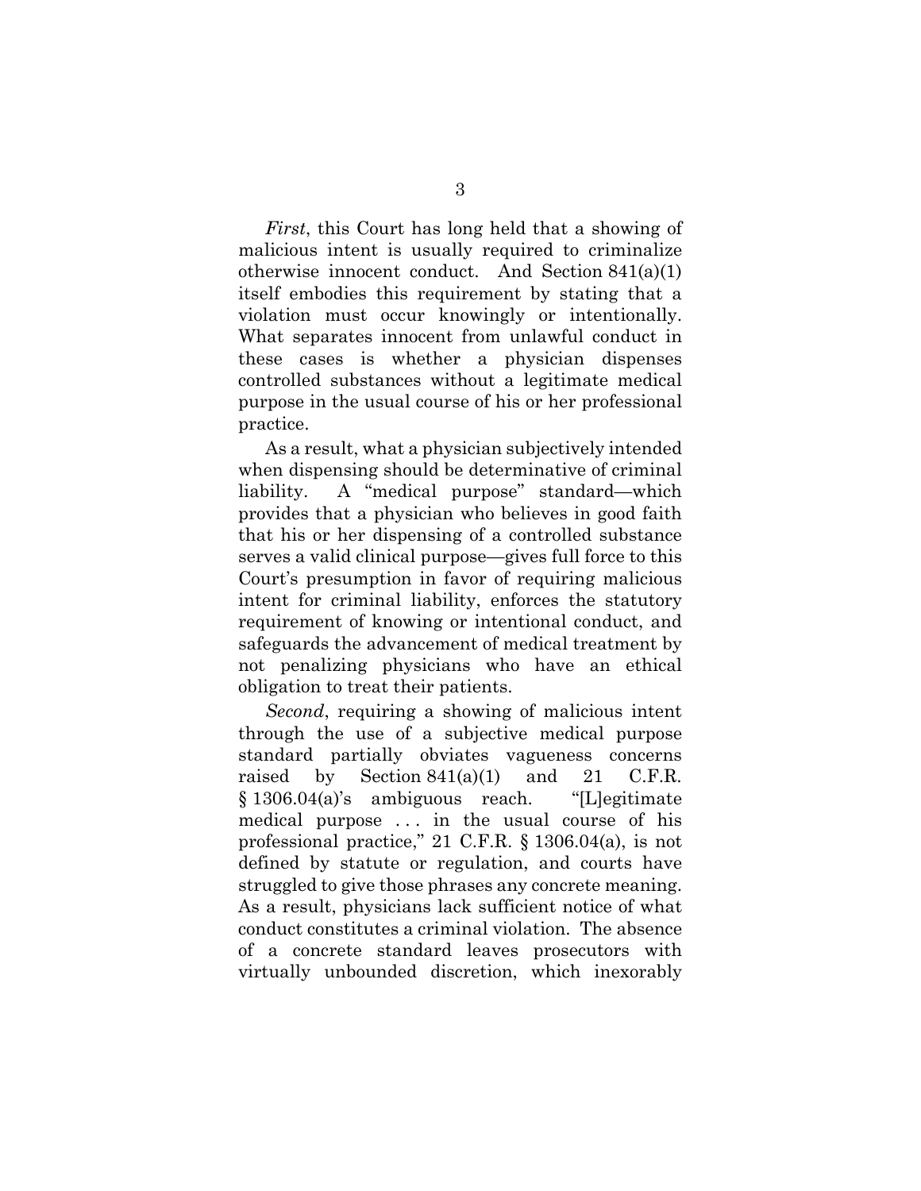*First*, this Court has long held that a showing of malicious intent is usually required to criminalize otherwise innocent conduct. And Section 841(a)(1) itself embodies this requirement by stating that a violation must occur knowingly or intentionally. What separates innocent from unlawful conduct in these cases is whether a physician dispenses controlled substances without a legitimate medical purpose in the usual course of his or her professional practice.

As a result, what a physician subjectively intended when dispensing should be determinative of criminal liability. A "medical purpose" standard—which provides that a physician who believes in good faith that his or her dispensing of a controlled substance serves a valid clinical purpose—gives full force to this Court's presumption in favor of requiring malicious intent for criminal liability, enforces the statutory requirement of knowing or intentional conduct, and safeguards the advancement of medical treatment by not penalizing physicians who have an ethical obligation to treat their patients.

*Second*, requiring a showing of malicious intent through the use of a subjective medical purpose standard partially obviates vagueness concerns raised by Section 841(a)(1) and 21 C.F.R. § 1306.04(a)'s ambiguous reach. "[L]egitimate medical purpose . . . in the usual course of his professional practice," 21 C.F.R. § 1306.04(a), is not defined by statute or regulation, and courts have struggled to give those phrases any concrete meaning. As a result, physicians lack sufficient notice of what conduct constitutes a criminal violation. The absence of a concrete standard leaves prosecutors with virtually unbounded discretion, which inexorably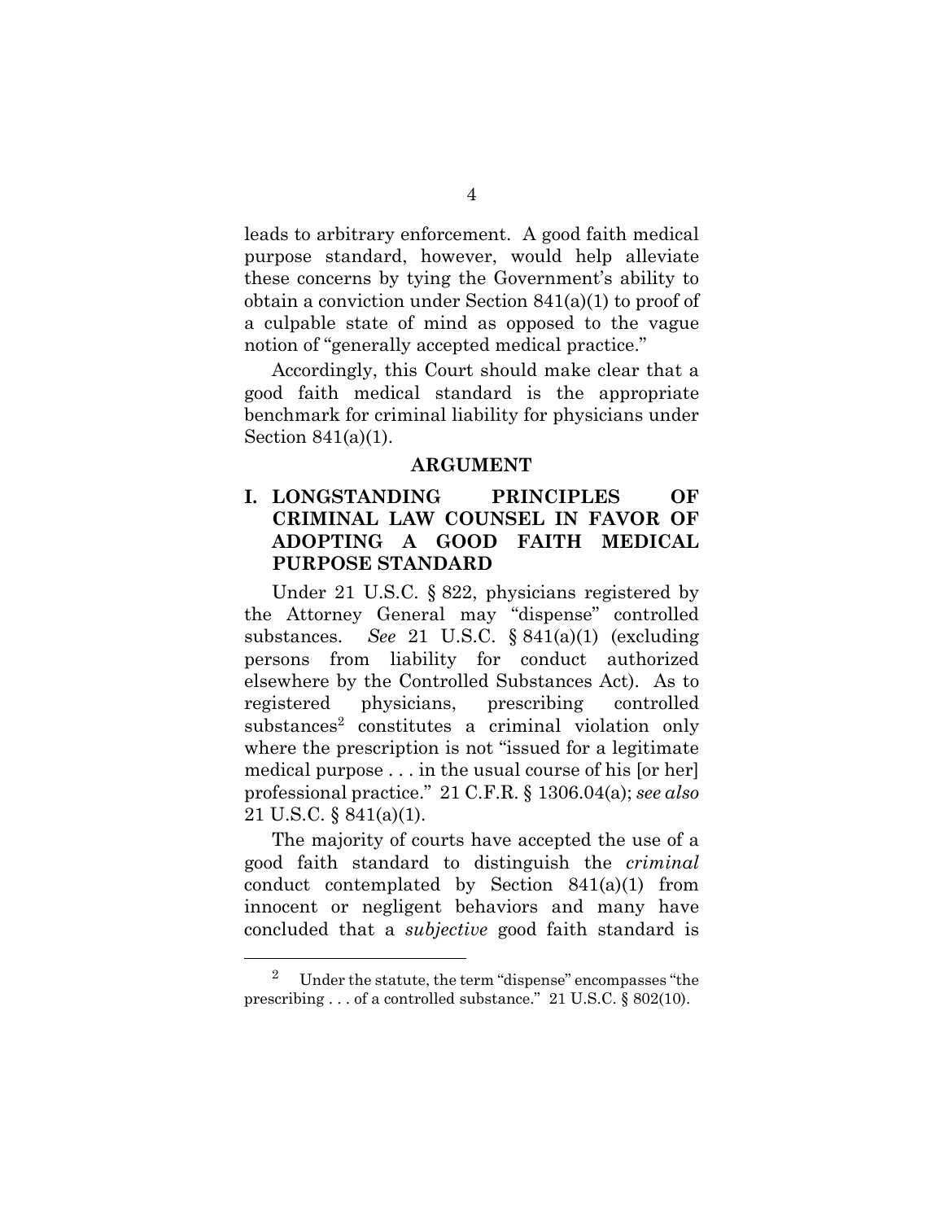leads to arbitrary enforcement. A good faith medical purpose standard, however, would help alleviate these concerns by tying the Government's ability to obtain a conviction under Section 841(a)(1) to proof of a culpable state of mind as opposed to the vague notion of "generally accepted medical practice."

Accordingly, this Court should make clear that a good faith medical standard is the appropriate benchmark for criminal liability for physicians under Section 841(a)(1).

## ARGUMENT

### I. LONGSTANDING PRINCIPLES OF CRIMINAL LAW COUNSEL IN FAVOR OF ADOPTING A GOOD FAITH MEDICAL PURPOSE STANDARD

Under 21 U.S.C. § 822, physicians registered by the Attorney General may "dispense" controlled substances. *See* 21 U.S.C. § 841(a)(1) (excluding persons from liability for conduct authorized elsewhere by the Controlled Substances Act). As to registered physicians, prescribing controlled substances[2] constitutes a criminal violation only where the prescription is not "issued for a legitimate medical purpose . . . in the usual course of his [or her] professional practice." 21 C.F.R. § 1306.04(a); *see also* 21 U.S.C. § 841(a)(1).

The majority of courts have accepted the use of a good faith standard to distinguish the *criminal* conduct contemplated by Section 841(a)(1) from innocent or negligent behaviors and many have concluded that a *subjective* good faith standard is

---

[2] Under the statute, the term "dispense" encompasses "the prescribing . . . of a controlled substance." 21 U.S.C. § 802(10).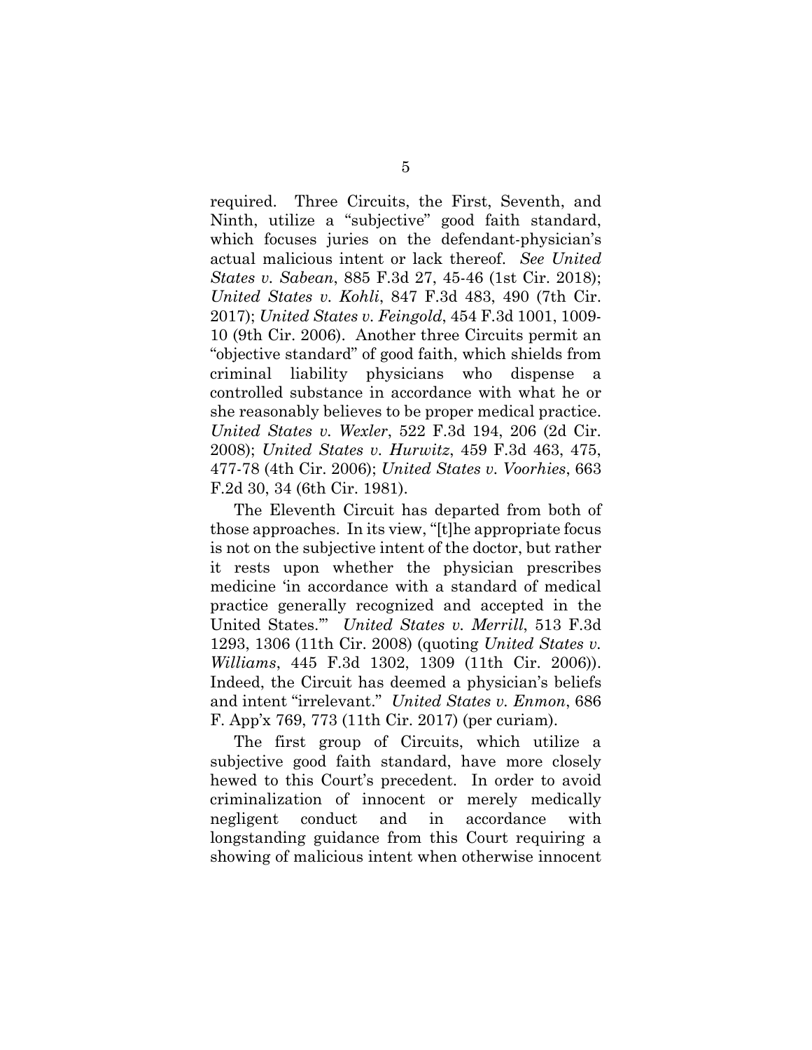required. Three Circuits, the First, Seventh, and Ninth, utilize a "subjective" good faith standard, which focuses juries on the defendant-physician's actual malicious intent or lack thereof. *See United States v. Sabean*, 885 F.3d 27, 45-46 (1st Cir. 2018); *United States v. Kohli*, 847 F.3d 483, 490 (7th Cir. 2017); *United States v. Feingold*, 454 F.3d 1001, 1009-10 (9th Cir. 2006). Another three Circuits permit an "objective standard" of good faith, which shields from criminal liability physicians who dispense a controlled substance in accordance with what he or she reasonably believes to be proper medical practice. *United States v. Wexler*, 522 F.3d 194, 206 (2d Cir. 2008); *United States v. Hurwitz*, 459 F.3d 463, 475, 477-78 (4th Cir. 2006); *United States v. Voorhies*, 663 F.2d 30, 34 (6th Cir. 1981).

The Eleventh Circuit has departed from both of those approaches. In its view, "[t]he appropriate focus is not on the subjective intent of the doctor, but rather it rests upon whether the physician prescribes medicine 'in accordance with a standard of medical practice generally recognized and accepted in the United States.'" *United States v. Merrill*, 513 F.3d 1293, 1306 (11th Cir. 2008) (quoting *United States v. Williams*, 445 F.3d 1302, 1309 (11th Cir. 2006)). Indeed, the Circuit has deemed a physician's beliefs and intent "irrelevant." *United States v. Enmon*, 686 F. App'x 769, 773 (11th Cir. 2017) (per curiam).

The first group of Circuits, which utilize a subjective good faith standard, have more closely hewed to this Court's precedent. In order to avoid criminalization of innocent or merely medically negligent conduct and in accordance with longstanding guidance from this Court requiring a showing of malicious intent when otherwise innocent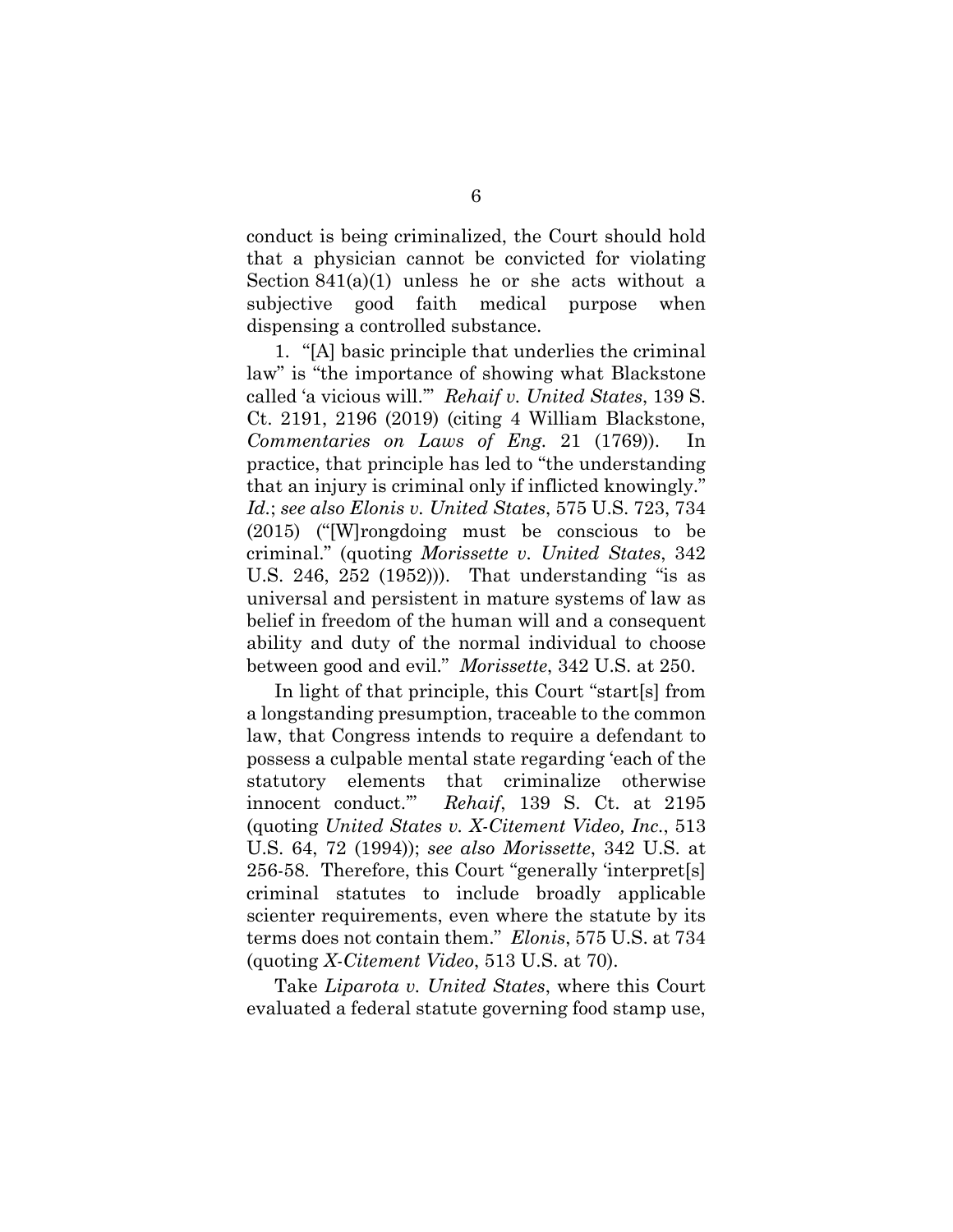conduct is being criminalized, the Court should hold that a physician cannot be convicted for violating Section 841(a)(1) unless he or she acts without a subjective good faith medical purpose when dispensing a controlled substance.

1. "[A] basic principle that underlies the criminal law" is "the importance of showing what Blackstone called 'a vicious will.'" *Rehaif v. United States*, 139 S. Ct. 2191, 2196 (2019) (citing 4 William Blackstone, *Commentaries on Laws of Eng.* 21 (1769)). In practice, that principle has led to "the understanding that an injury is criminal only if inflicted knowingly." *Id.*; *see also Elonis v. United States*, 575 U.S. 723, 734 (2015) ("[W]rongdoing must be conscious to be criminal." (quoting *Morissette v. United States*, 342 U.S. 246, 252 (1952))). That understanding "is as universal and persistent in mature systems of law as belief in freedom of the human will and a consequent ability and duty of the normal individual to choose between good and evil." *Morissette*, 342 U.S. at 250.

In light of that principle, this Court "start[s] from a longstanding presumption, traceable to the common law, that Congress intends to require a defendant to possess a culpable mental state regarding 'each of the statutory elements that criminalize otherwise innocent conduct.'" *Rehaif*, 139 S. Ct. at 2195 (quoting *United States v. X-Citement Video, Inc.*, 513 U.S. 64, 72 (1994)); *see also Morissette*, 342 U.S. at 256-58. Therefore, this Court "generally 'interpret[s] criminal statutes to include broadly applicable scienter requirements, even where the statute by its terms does not contain them." *Elonis*, 575 U.S. at 734 (quoting *X-Citement Video*, 513 U.S. at 70).

Take *Liparota v. United States*, where this Court evaluated a federal statute governing food stamp use,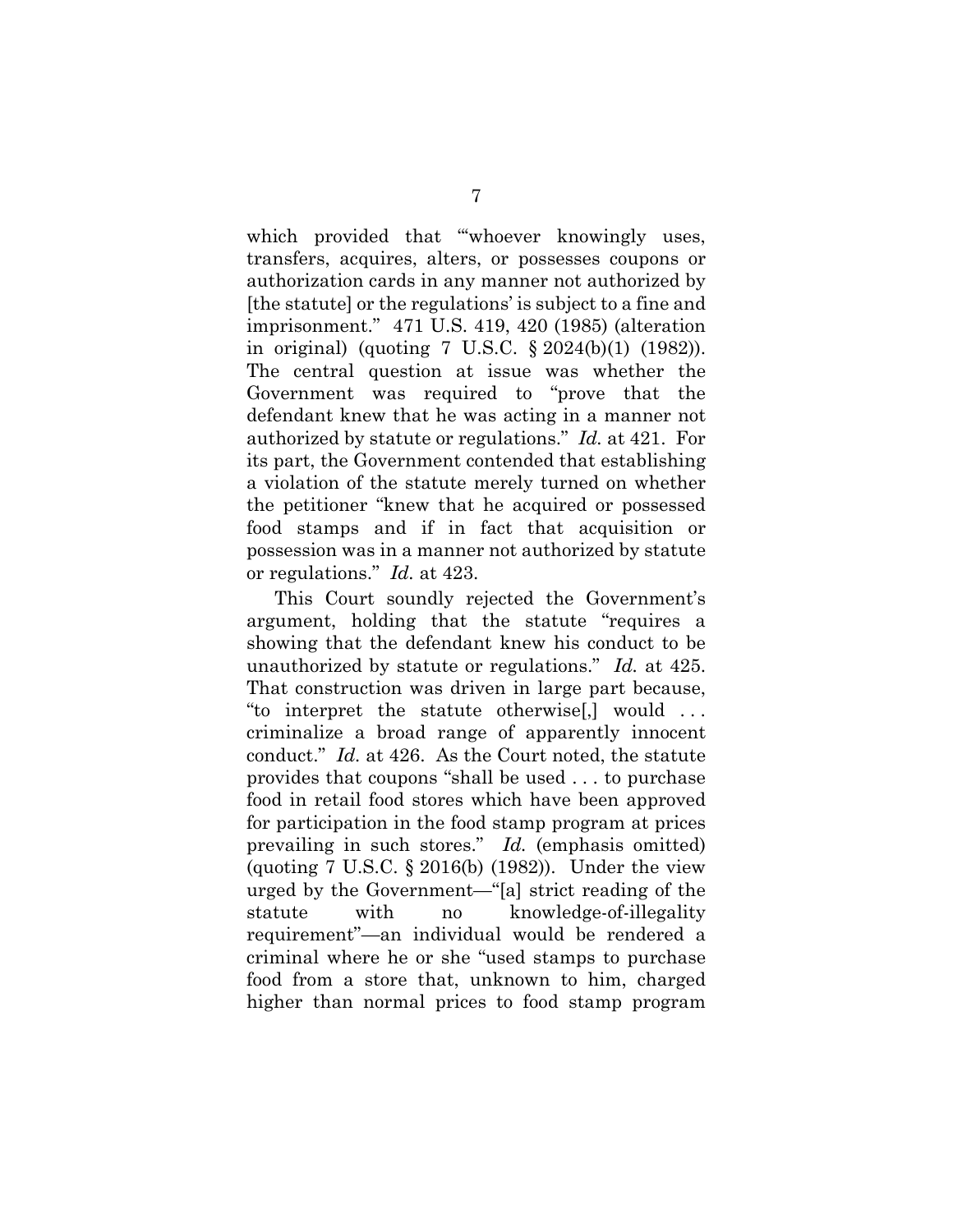which provided that "'whoever knowingly uses, transfers, acquires, alters, or possesses coupons or authorization cards in any manner not authorized by [the statute] or the regulations' is subject to a fine and imprisonment." 471 U.S. 419, 420 (1985) (alteration in original) (quoting 7 U.S.C. § 2024(b)(1) (1982)). The central question at issue was whether the Government was required to "prove that the defendant knew that he was acting in a manner not authorized by statute or regulations." *Id.* at 421. For its part, the Government contended that establishing a violation of the statute merely turned on whether the petitioner "knew that he acquired or possessed food stamps and if in fact that acquisition or possession was in a manner not authorized by statute or regulations." *Id.* at 423.

This Court soundly rejected the Government's argument, holding that the statute "requires a showing that the defendant knew his conduct to be unauthorized by statute or regulations." *Id.* at 425. That construction was driven in large part because, "to interpret the statute otherwise[,] would . . . criminalize a broad range of apparently innocent conduct." *Id.* at 426. As the Court noted, the statute provides that coupons "shall be used . . . to purchase food in retail food stores which have been approved for participation in the food stamp program at prices prevailing in such stores." *Id.* (emphasis omitted) (quoting 7 U.S.C. § 2016(b) (1982)). Under the view urged by the Government—"[a] strict reading of the statute with no knowledge-of-illegality requirement"—an individual would be rendered a criminal where he or she "used stamps to purchase food from a store that, unknown to him, charged higher than normal prices to food stamp program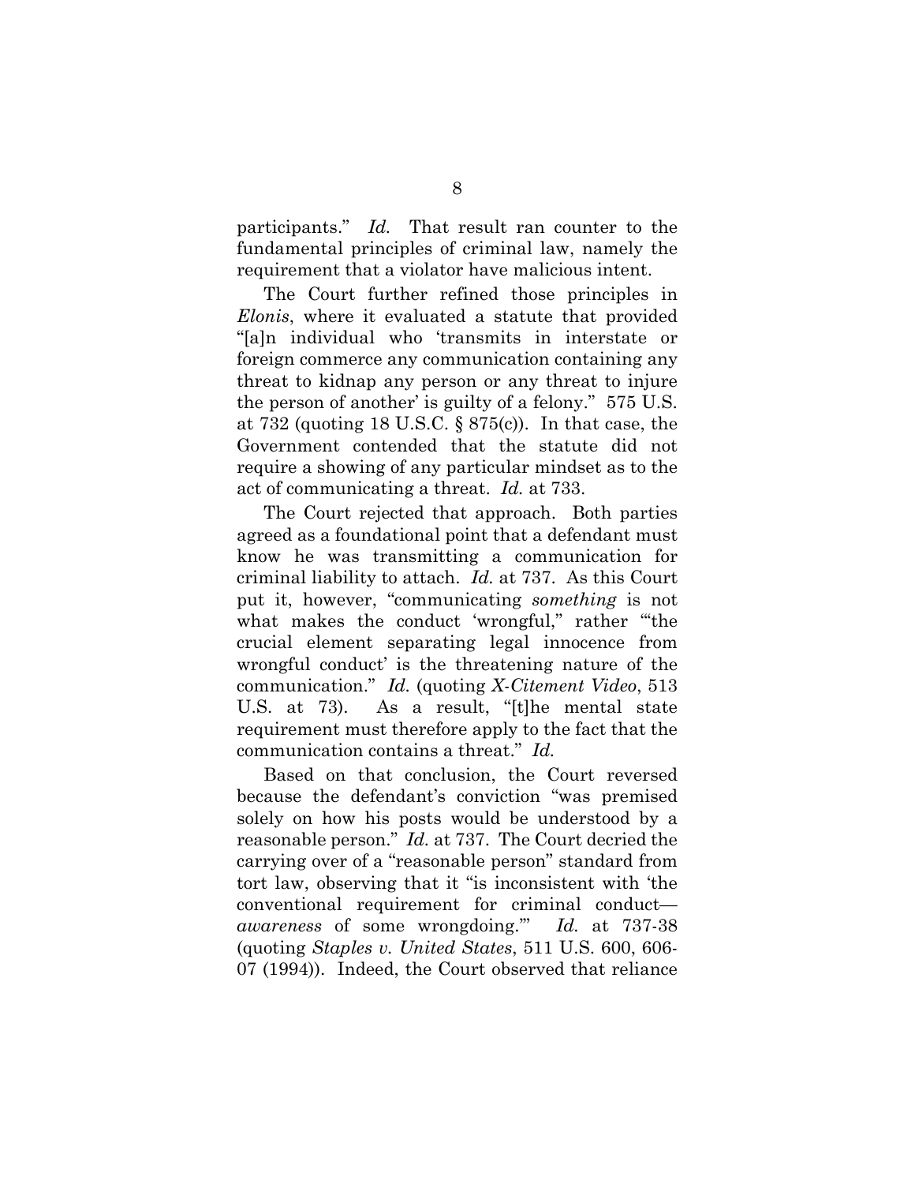participants." *Id.* That result ran counter to the fundamental principles of criminal law, namely the requirement that a violator have malicious intent.

The Court further refined those principles in *Elonis*, where it evaluated a statute that provided "[a]n individual who 'transmits in interstate or foreign commerce any communication containing any threat to kidnap any person or any threat to injure the person of another' is guilty of a felony." 575 U.S. at 732 (quoting 18 U.S.C. § 875(c)). In that case, the Government contended that the statute did not require a showing of any particular mindset as to the act of communicating a threat. *Id.* at 733.

The Court rejected that approach. Both parties agreed as a foundational point that a defendant must know he was transmitting a communication for criminal liability to attach. *Id.* at 737. As this Court put it, however, "communicating *something* is not what makes the conduct 'wrongful,'" rather "'the crucial element separating legal innocence from wrongful conduct' is the threatening nature of the communication." *Id.* (quoting *X-Citement Video*, 513 U.S. at 73). As a result, "[t]he mental state requirement must therefore apply to the fact that the communication contains a threat." *Id.*

Based on that conclusion, the Court reversed because the defendant's conviction "was premised solely on how his posts would be understood by a reasonable person." *Id.* at 737. The Court decried the carrying over of a "reasonable person" standard from tort law, observing that it "is inconsistent with 'the conventional requirement for criminal conduct—*awareness* of some wrongdoing.'" *Id.* at 737-38 (quoting *Staples v. United States*, 511 U.S. 600, 606-07 (1994)). Indeed, the Court observed that reliance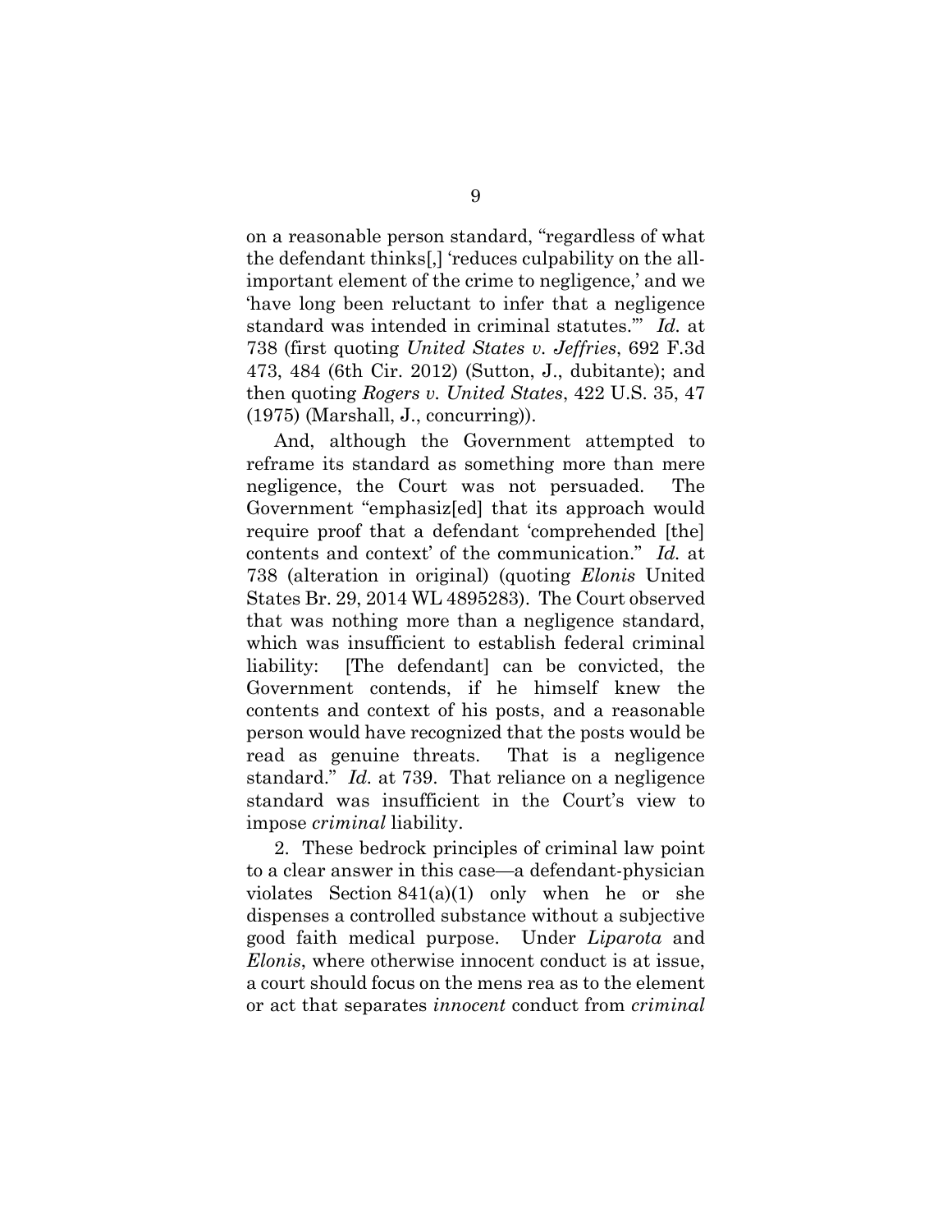on a reasonable person standard, "regardless of what the defendant thinks[,] 'reduces culpability on the all-important element of the crime to negligence,' and we 'have long been reluctant to infer that a negligence standard was intended in criminal statutes.'" *Id.* at 738 (first quoting *United States v. Jeffries*, 692 F.3d 473, 484 (6th Cir. 2012) (Sutton, J., dubitante); and then quoting *Rogers v. United States*, 422 U.S. 35, 47 (1975) (Marshall, J., concurring)).

And, although the Government attempted to reframe its standard as something more than mere negligence, the Court was not persuaded. The Government "emphasiz[ed] that its approach would require proof that a defendant 'comprehended [the] contents and context' of the communication." *Id.* at 738 (alteration in original) (quoting *Elonis* United States Br. 29, 2014 WL 4895283). The Court observed that was nothing more than a negligence standard, which was insufficient to establish federal criminal liability: [The defendant] can be convicted, the Government contends, if he himself knew the contents and context of his posts, and a reasonable person would have recognized that the posts would be read as genuine threats. That is a negligence standard." *Id.* at 739. That reliance on a negligence standard was insufficient in the Court's view to impose *criminal* liability.

2. These bedrock principles of criminal law point to a clear answer in this case—a defendant-physician violates Section 841(a)(1) only when he or she dispenses a controlled substance without a subjective good faith medical purpose. Under *Liparota* and *Elonis*, where otherwise innocent conduct is at issue, a court should focus on the mens rea as to the element or act that separates *innocent* conduct from *criminal*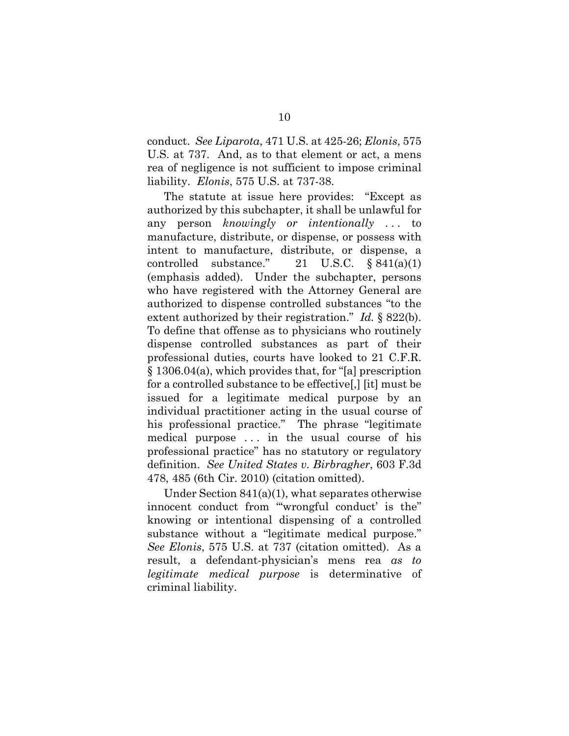conduct. *See Liparota*, 471 U.S. at 425-26; *Elonis*, 575 U.S. at 737. And, as to that element or act, a mens rea of negligence is not sufficient to impose criminal liability. *Elonis*, 575 U.S. at 737-38.

The statute at issue here provides: "Except as authorized by this subchapter, it shall be unlawful for any person *knowingly or intentionally* . . . to manufacture, distribute, or dispense, or possess with intent to manufacture, distribute, or dispense, a controlled substance." 21 U.S.C. § 841(a)(1) (emphasis added). Under the subchapter, persons who have registered with the Attorney General are authorized to dispense controlled substances "to the extent authorized by their registration." *Id.* § 822(b). To define that offense as to physicians who routinely dispense controlled substances as part of their professional duties, courts have looked to 21 C.F.R. § 1306.04(a), which provides that, for "[a] prescription for a controlled substance to be effective[,] [it] must be issued for a legitimate medical purpose by an individual practitioner acting in the usual course of his professional practice." The phrase "legitimate medical purpose . . . in the usual course of his professional practice" has no statutory or regulatory definition. *See United States v. Birbragher*, 603 F.3d 478, 485 (6th Cir. 2010) (citation omitted).

Under Section 841(a)(1), what separates otherwise innocent conduct from "'wrongful conduct' is the" knowing or intentional dispensing of a controlled substance without a "legitimate medical purpose." *See Elonis*, 575 U.S. at 737 (citation omitted). As a result, a defendant-physician's mens rea *as to legitimate medical purpose* is determinative of criminal liability.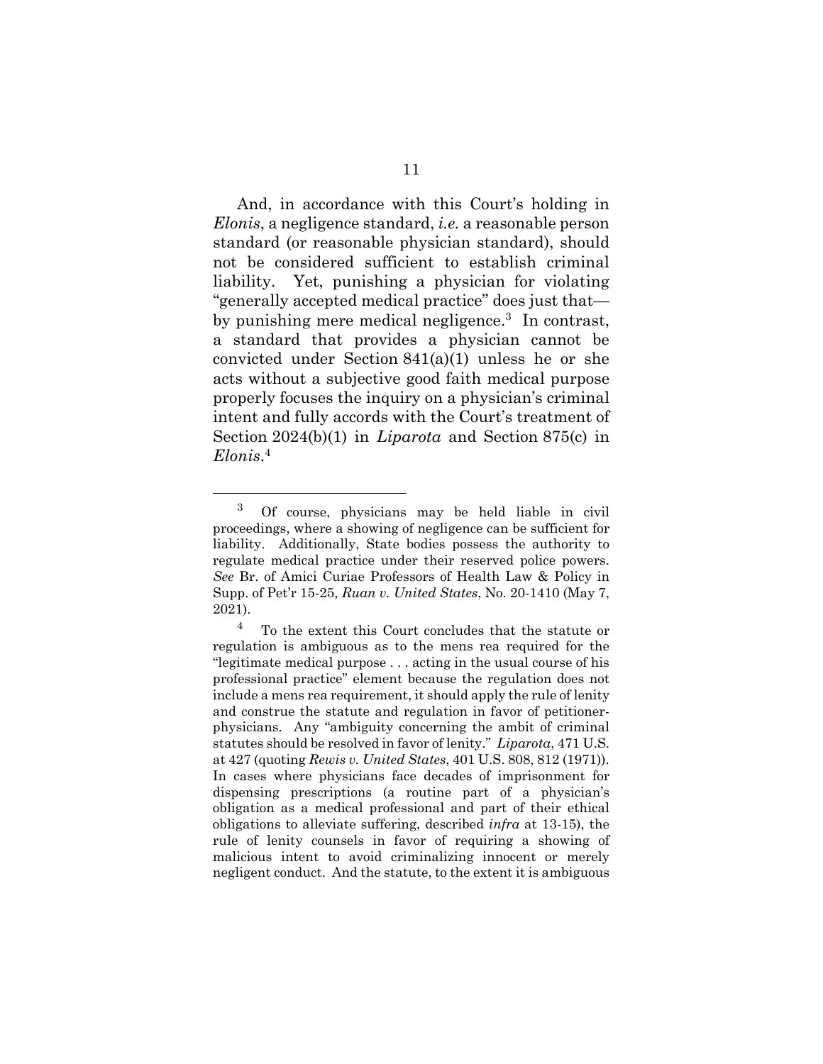And, in accordance with this Court's holding in *Elonis*, a negligence standard, *i.e.* a reasonable person standard (or reasonable physician standard), should not be considered sufficient to establish criminal liability. Yet, punishing a physician for violating "generally accepted medical practice" does just that—by punishing mere medical negligence.[3] In contrast, a standard that provides a physician cannot be convicted under Section 841(a)(1) unless he or she acts without a subjective good faith medical purpose properly focuses the inquiry on a physician's criminal intent and fully accords with the Court's treatment of Section 2024(b)(1) in *Liparota* and Section 875(c) in *Elonis*.[4]

---

[3] Of course, physicians may be held liable in civil proceedings, where a showing of negligence can be sufficient for liability. Additionally, State bodies possess the authority to regulate medical practice under their reserved police powers. *See* Br. of Amici Curiae Professors of Health Law & Policy in Supp. of Pet'r 15-25, *Ruan v. United States*, No. 20-1410 (May 7, 2021).

[4] To the extent this Court concludes that the statute or regulation is ambiguous as to the mens rea required for the "legitimate medical purpose . . . acting in the usual course of his professional practice" element because the regulation does not include a mens rea requirement, it should apply the rule of lenity and construe the statute and regulation in favor of petitioner-physicians. Any "ambiguity concerning the ambit of criminal statutes should be resolved in favor of lenity." *Liparota*, 471 U.S. at 427 (quoting *Rewis v. United States*, 401 U.S. 808, 812 (1971)). In cases where physicians face decades of imprisonment for dispensing prescriptions (a routine part of a physician's obligation as a medical professional and part of their ethical obligations to alleviate suffering, described *infra* at 13-15), the rule of lenity counsels in favor of requiring a showing of malicious intent to avoid criminalizing innocent or merely negligent conduct. And the statute, to the extent it is ambiguous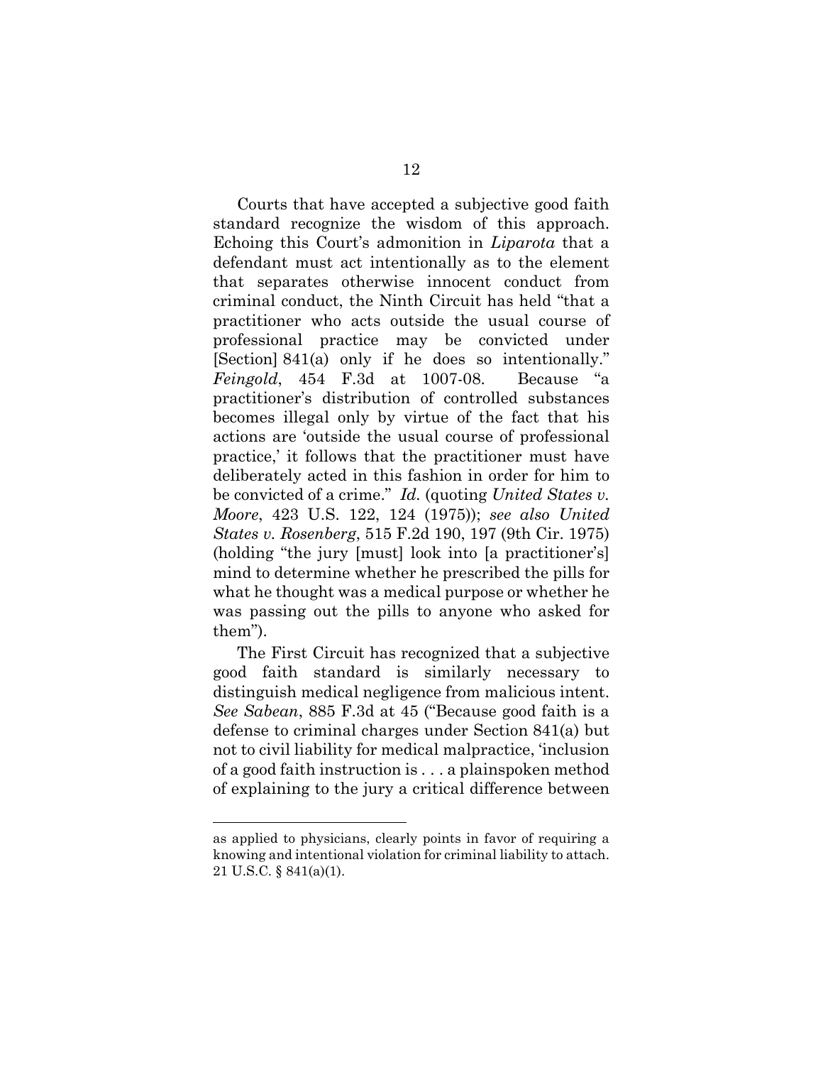Courts that have accepted a subjective good faith standard recognize the wisdom of this approach. Echoing this Court's admonition in *Liparota* that a defendant must act intentionally as to the element that separates otherwise innocent conduct from criminal conduct, the Ninth Circuit has held "that a practitioner who acts outside the usual course of professional practice may be convicted under [Section] 841(a) only if he does so intentionally." *Feingold*, 454 F.3d at 1007-08. Because "a practitioner's distribution of controlled substances becomes illegal only by virtue of the fact that his actions are 'outside the usual course of professional practice,' it follows that the practitioner must have deliberately acted in this fashion in order for him to be convicted of a crime." *Id.* (quoting *United States v. Moore*, 423 U.S. 122, 124 (1975)); *see also United States v. Rosenberg*, 515 F.2d 190, 197 (9th Cir. 1975) (holding "the jury [must] look into [a practitioner's] mind to determine whether he prescribed the pills for what he thought was a medical purpose or whether he was passing out the pills to anyone who asked for them").

The First Circuit has recognized that a subjective good faith standard is similarly necessary to distinguish medical negligence from malicious intent. *See Sabean*, 885 F.3d at 45 ("Because good faith is a defense to criminal charges under Section 841(a) but not to civil liability for medical malpractice, 'inclusion of a good faith instruction is . . . a plainspoken method of explaining to the jury a critical difference between

---

as applied to physicians, clearly points in favor of requiring a knowing and intentional violation for criminal liability to attach. 21 U.S.C. § 841(a)(1).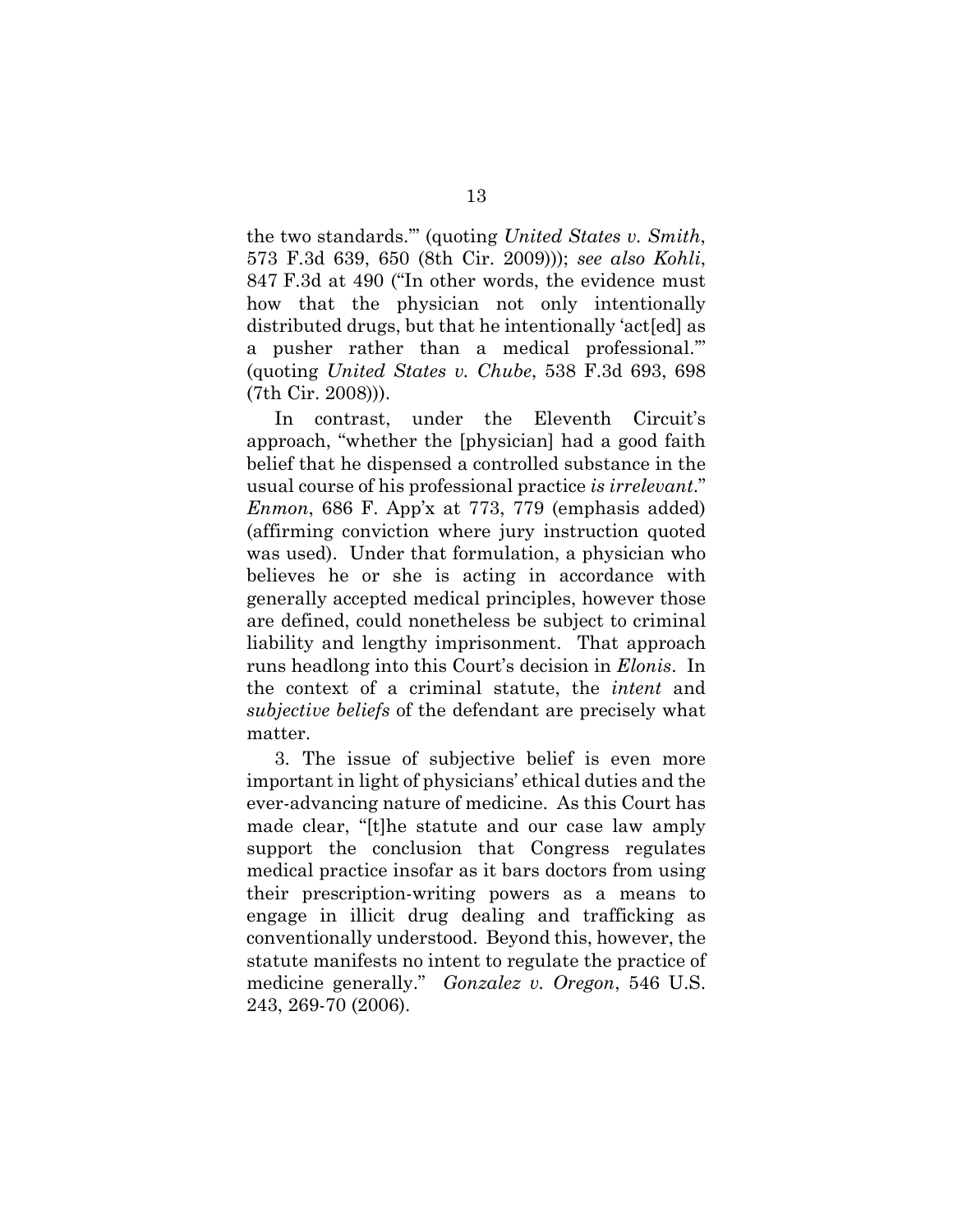the two standards.'" (quoting *United States v. Smith*, 573 F.3d 639, 650 (8th Cir. 2009))); *see also Kohli*, 847 F.3d at 490 ("In other words, the evidence must how that the physician not only intentionally distributed drugs, but that he intentionally 'act[ed] as a pusher rather than a medical professional.'" (quoting *United States v. Chube*, 538 F.3d 693, 698 (7th Cir. 2008))).

In contrast, under the Eleventh Circuit's approach, "whether the [physician] had a good faith belief that he dispensed a controlled substance in the usual course of his professional practice *is irrelevant*." *Enmon*, 686 F. App'x at 773, 779 (emphasis added) (affirming conviction where jury instruction quoted was used). Under that formulation, a physician who believes he or she is acting in accordance with generally accepted medical principles, however those are defined, could nonetheless be subject to criminal liability and lengthy imprisonment. That approach runs headlong into this Court's decision in *Elonis*. In the context of a criminal statute, the *intent* and *subjective beliefs* of the defendant are precisely what matter.

3. The issue of subjective belief is even more important in light of physicians' ethical duties and the ever-advancing nature of medicine. As this Court has made clear, "[t]he statute and our case law amply support the conclusion that Congress regulates medical practice insofar as it bars doctors from using their prescription-writing powers as a means to engage in illicit drug dealing and trafficking as conventionally understood. Beyond this, however, the statute manifests no intent to regulate the practice of medicine generally." *Gonzalez v. Oregon*, 546 U.S. 243, 269-70 (2006).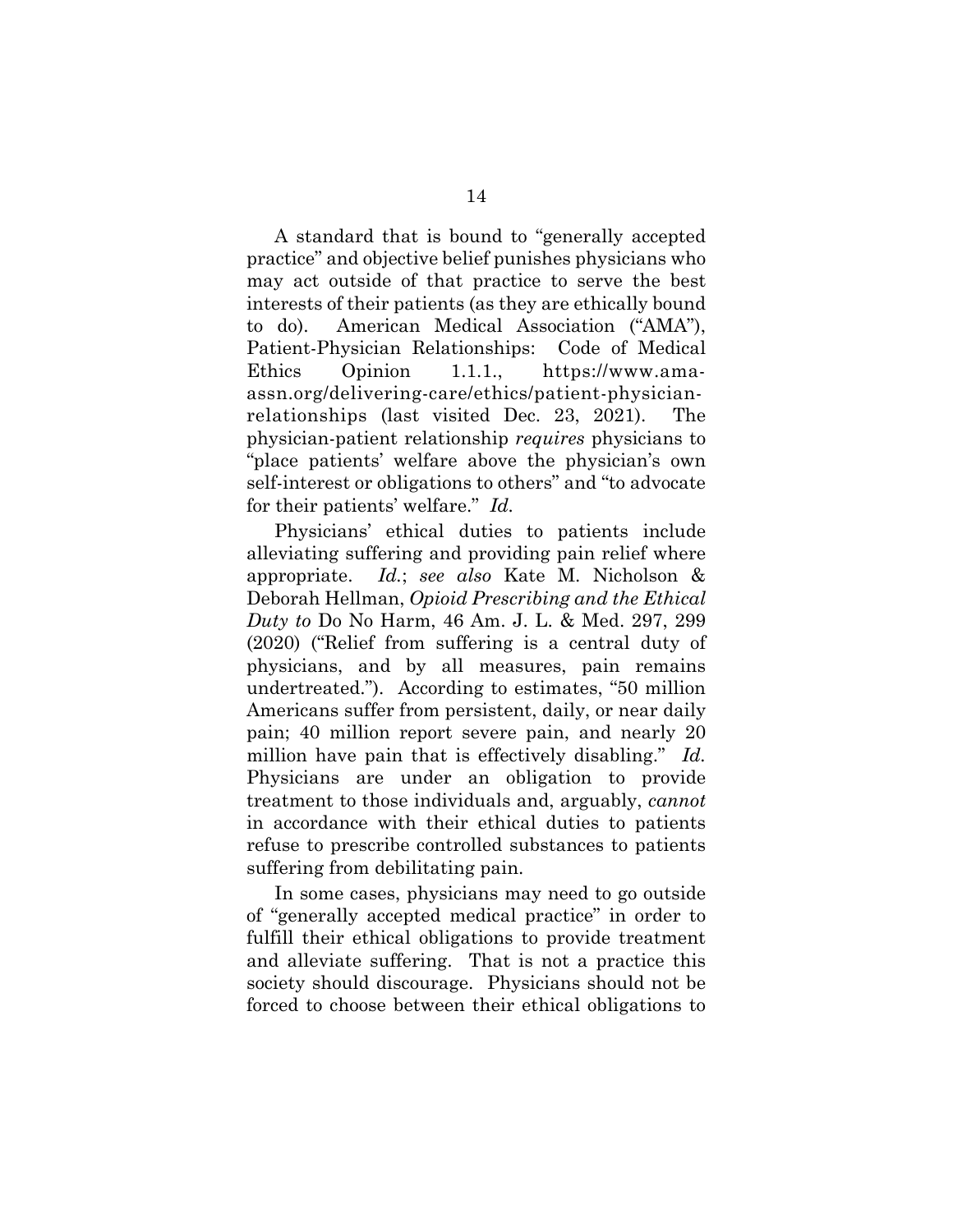A standard that is bound to "generally accepted practice" and objective belief punishes physicians who may act outside of that practice to serve the best interests of their patients (as they are ethically bound to do). American Medical Association ("AMA"), Patient-Physician Relationships: Code of Medical Ethics Opinion 1.1.1., https://www.ama-assn.org/delivering-care/ethics/patient-physician-relationships (last visited Dec. 23, 2021). The physician-patient relationship *requires* physicians to "place patients' welfare above the physician's own self-interest or obligations to others" and "to advocate for their patients' welfare." *Id.*

Physicians' ethical duties to patients include alleviating suffering and providing pain relief where appropriate. *Id.*; *see also* Kate M. Nicholson & Deborah Hellman, *Opioid Prescribing and the Ethical Duty to* Do No Harm, 46 Am. J. L. & Med. 297, 299 (2020) ("Relief from suffering is a central duty of physicians, and by all measures, pain remains undertreated."). According to estimates, "50 million Americans suffer from persistent, daily, or near daily pain; 40 million report severe pain, and nearly 20 million have pain that is effectively disabling." *Id.* Physicians are under an obligation to provide treatment to those individuals and, arguably, *cannot* in accordance with their ethical duties to patients refuse to prescribe controlled substances to patients suffering from debilitating pain.

In some cases, physicians may need to go outside of "generally accepted medical practice" in order to fulfill their ethical obligations to provide treatment and alleviate suffering. That is not a practice this society should discourage. Physicians should not be forced to choose between their ethical obligations to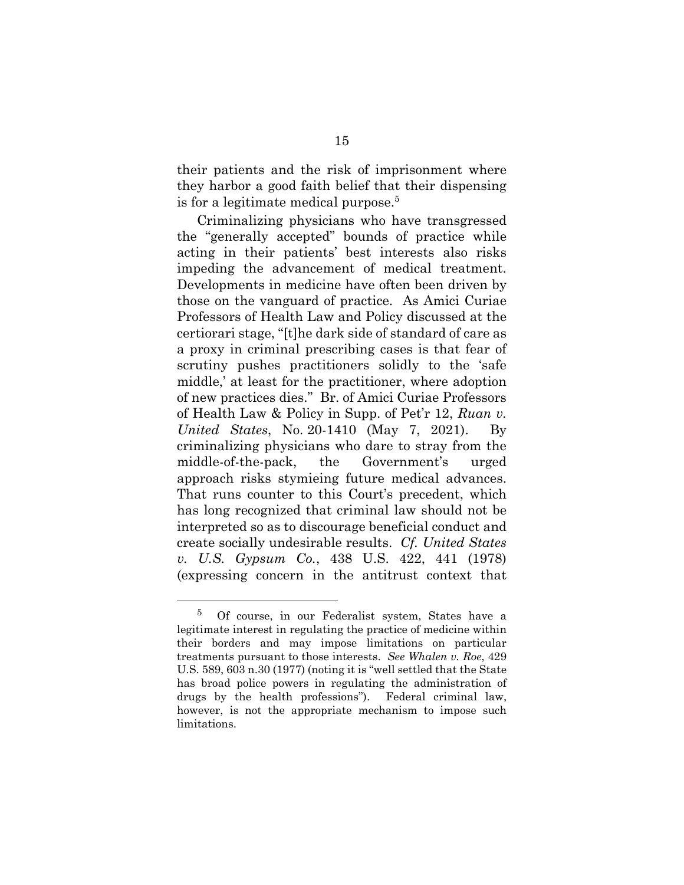their patients and the risk of imprisonment where they harbor a good faith belief that their dispensing is for a legitimate medical purpose.[5]

Criminalizing physicians who have transgressed the "generally accepted" bounds of practice while acting in their patients' best interests also risks impeding the advancement of medical treatment. Developments in medicine have often been driven by those on the vanguard of practice. As Amici Curiae Professors of Health Law and Policy discussed at the certiorari stage, "[t]he dark side of standard of care as a proxy in criminal prescribing cases is that fear of scrutiny pushes practitioners solidly to the 'safe middle,' at least for the practitioner, where adoption of new practices dies." Br. of Amici Curiae Professors of Health Law & Policy in Supp. of Pet'r 12, *Ruan v. United States*, No. 20-1410 (May 7, 2021). By criminalizing physicians who dare to stray from the middle-of-the-pack, the Government's urged approach risks stymieing future medical advances. That runs counter to this Court's precedent, which has long recognized that criminal law should not be interpreted so as to discourage beneficial conduct and create socially undesirable results. *Cf. United States v. U.S. Gypsum Co.*, 438 U.S. 422, 441 (1978) (expressing concern in the antitrust context that

---

[5] Of course, in our Federalist system, States have a legitimate interest in regulating the practice of medicine within their borders and may impose limitations on particular treatments pursuant to those interests. *See Whalen v. Roe*, 429 U.S. 589, 603 n.30 (1977) (noting it is "well settled that the State has broad police powers in regulating the administration of drugs by the health professions"). Federal criminal law, however, is not the appropriate mechanism to impose such limitations.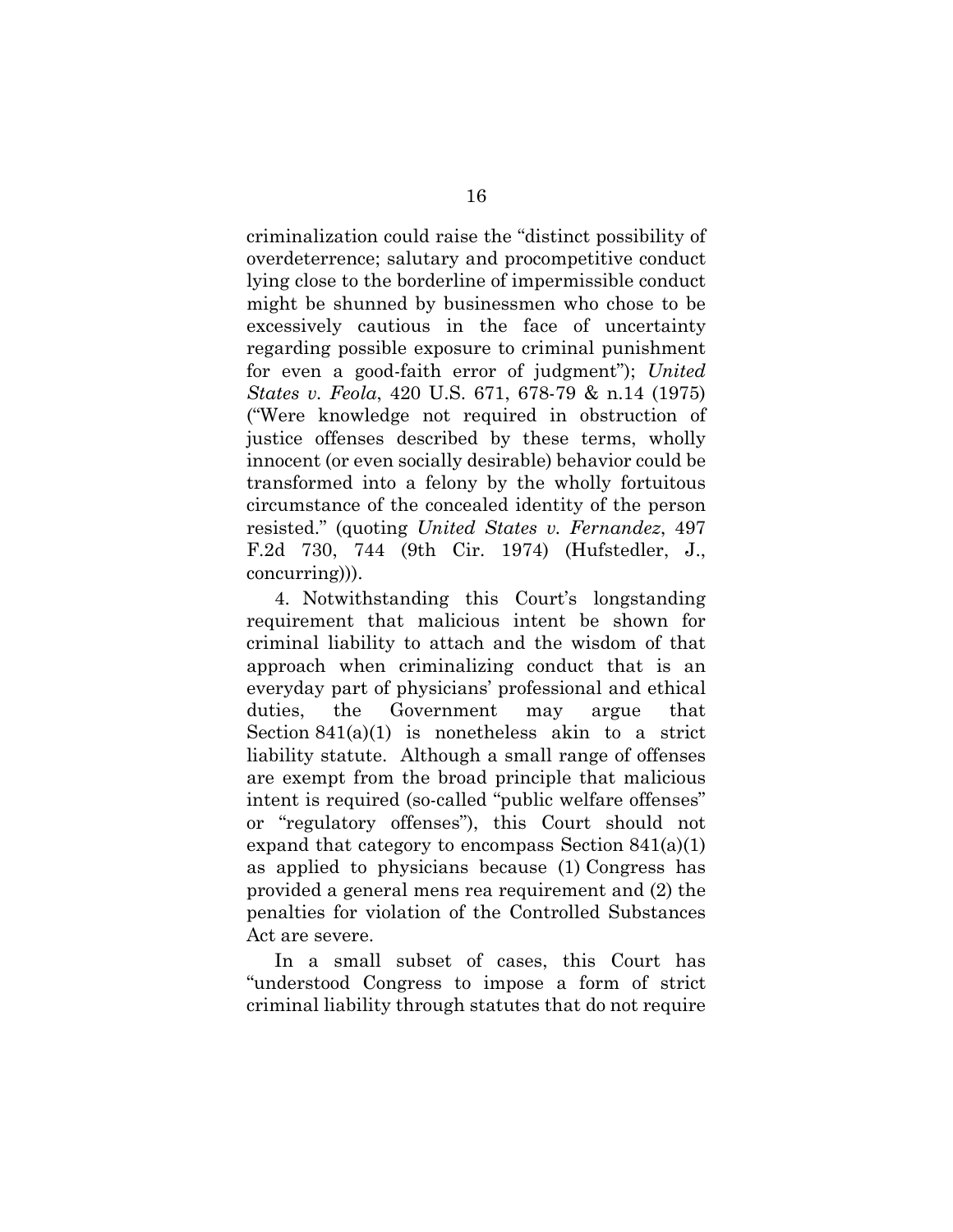criminalization could raise the "distinct possibility of overdeterrence; salutary and procompetitive conduct lying close to the borderline of impermissible conduct might be shunned by businessmen who chose to be excessively cautious in the face of uncertainty regarding possible exposure to criminal punishment for even a good-faith error of judgment"); *United States v. Feola*, 420 U.S. 671, 678-79 & n.14 (1975) ("Were knowledge not required in obstruction of justice offenses described by these terms, wholly innocent (or even socially desirable) behavior could be transformed into a felony by the wholly fortuitous circumstance of the concealed identity of the person resisted." (quoting *United States v. Fernandez*, 497 F.2d 730, 744 (9th Cir. 1974) (Hufstedler, J., concurring))).

4. Notwithstanding this Court's longstanding requirement that malicious intent be shown for criminal liability to attach and the wisdom of that approach when criminalizing conduct that is an everyday part of physicians' professional and ethical duties, the Government may argue that Section 841(a)(1) is nonetheless akin to a strict liability statute. Although a small range of offenses are exempt from the broad principle that malicious intent is required (so-called "public welfare offenses" or "regulatory offenses"), this Court should not expand that category to encompass Section 841(a)(1) as applied to physicians because (1) Congress has provided a general mens rea requirement and (2) the penalties for violation of the Controlled Substances Act are severe.

In a small subset of cases, this Court has "understood Congress to impose a form of strict criminal liability through statutes that do not require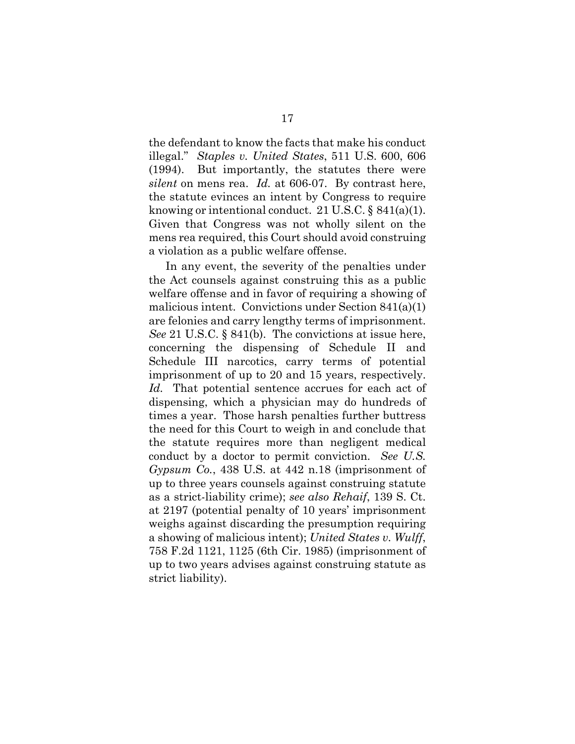the defendant to know the facts that make his conduct illegal." *Staples v. United States*, 511 U.S. 600, 606 (1994). But importantly, the statutes there were *silent* on mens rea. *Id.* at 606-07. By contrast here, the statute evinces an intent by Congress to require knowing or intentional conduct. 21 U.S.C. § 841(a)(1). Given that Congress was not wholly silent on the mens rea required, this Court should avoid construing a violation as a public welfare offense.

In any event, the severity of the penalties under the Act counsels against construing this as a public welfare offense and in favor of requiring a showing of malicious intent. Convictions under Section 841(a)(1) are felonies and carry lengthy terms of imprisonment. *See* 21 U.S.C. § 841(b). The convictions at issue here, concerning the dispensing of Schedule II and Schedule III narcotics, carry terms of potential imprisonment of up to 20 and 15 years, respectively. *Id.* That potential sentence accrues for each act of dispensing, which a physician may do hundreds of times a year. Those harsh penalties further buttress the need for this Court to weigh in and conclude that the statute requires more than negligent medical conduct by a doctor to permit conviction. *See U.S. Gypsum Co.*, 438 U.S. at 442 n.18 (imprisonment of up to three years counsels against construing statute as a strict-liability crime); *see also Rehaif*, 139 S. Ct. at 2197 (potential penalty of 10 years' imprisonment weighs against discarding the presumption requiring a showing of malicious intent); *United States v. Wulff*, 758 F.2d 1121, 1125 (6th Cir. 1985) (imprisonment of up to two years advises against construing statute as strict liability).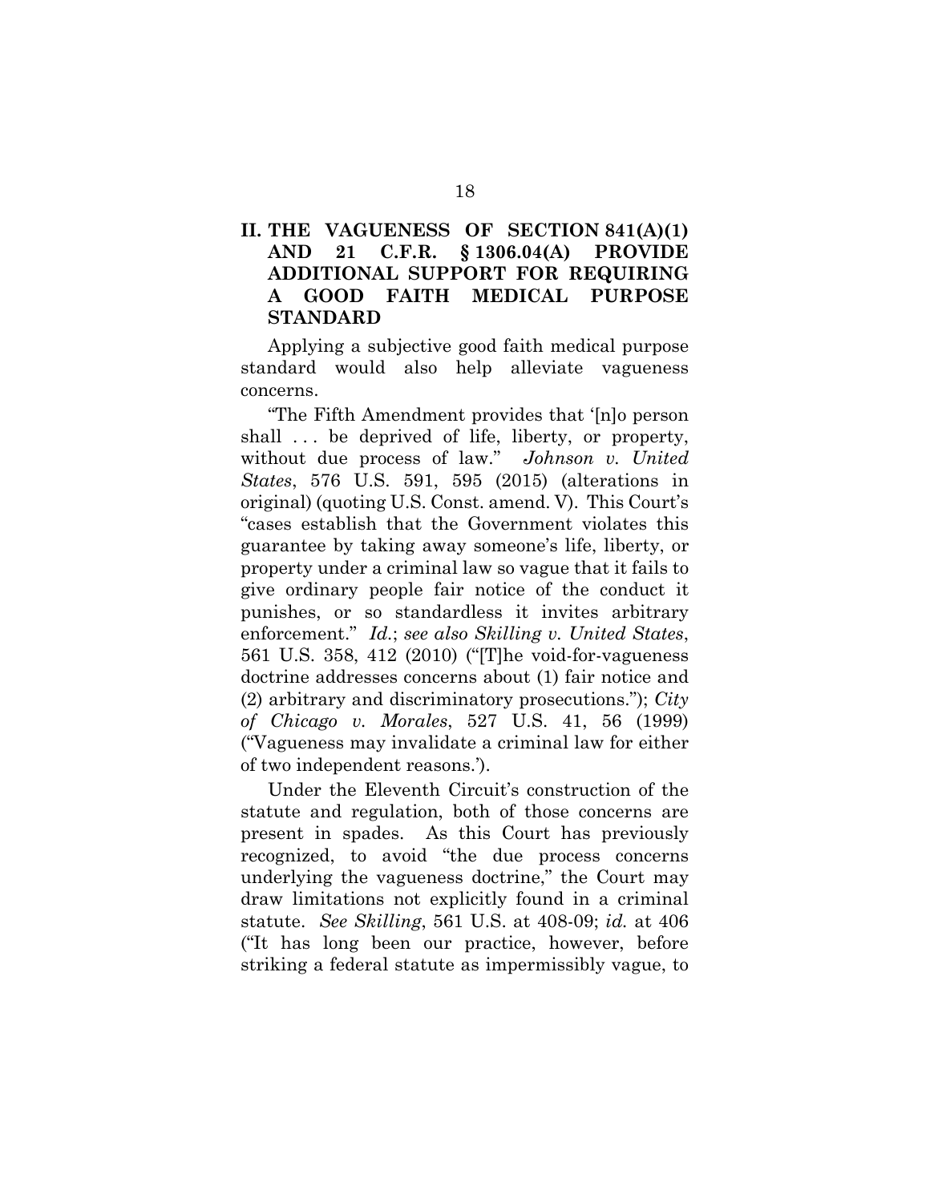## II. THE VAGUENESS OF SECTION 841(A)(1) AND 21 C.F.R. § 1306.04(A) PROVIDE ADDITIONAL SUPPORT FOR REQUIRING A GOOD FAITH MEDICAL PURPOSE STANDARD

Applying a subjective good faith medical purpose standard would also help alleviate vagueness concerns.

"The Fifth Amendment provides that '[n]o person shall . . . be deprived of life, liberty, or property, without due process of law." *Johnson v. United States*, 576 U.S. 591, 595 (2015) (alterations in original) (quoting U.S. Const. amend. V). This Court's "cases establish that the Government violates this guarantee by taking away someone's life, liberty, or property under a criminal law so vague that it fails to give ordinary people fair notice of the conduct it punishes, or so standardless it invites arbitrary enforcement." *Id.*; *see also Skilling v. United States*, 561 U.S. 358, 412 (2010) ("[T]he void-for-vagueness doctrine addresses concerns about (1) fair notice and (2) arbitrary and discriminatory prosecutions."); *City of Chicago v. Morales*, 527 U.S. 41, 56 (1999) ("Vagueness may invalidate a criminal law for either of two independent reasons.').

Under the Eleventh Circuit's construction of the statute and regulation, both of those concerns are present in spades. As this Court has previously recognized, to avoid "the due process concerns underlying the vagueness doctrine," the Court may draw limitations not explicitly found in a criminal statute. *See Skilling*, 561 U.S. at 408-09; *id.* at 406 ("It has long been our practice, however, before striking a federal statute as impermissibly vague, to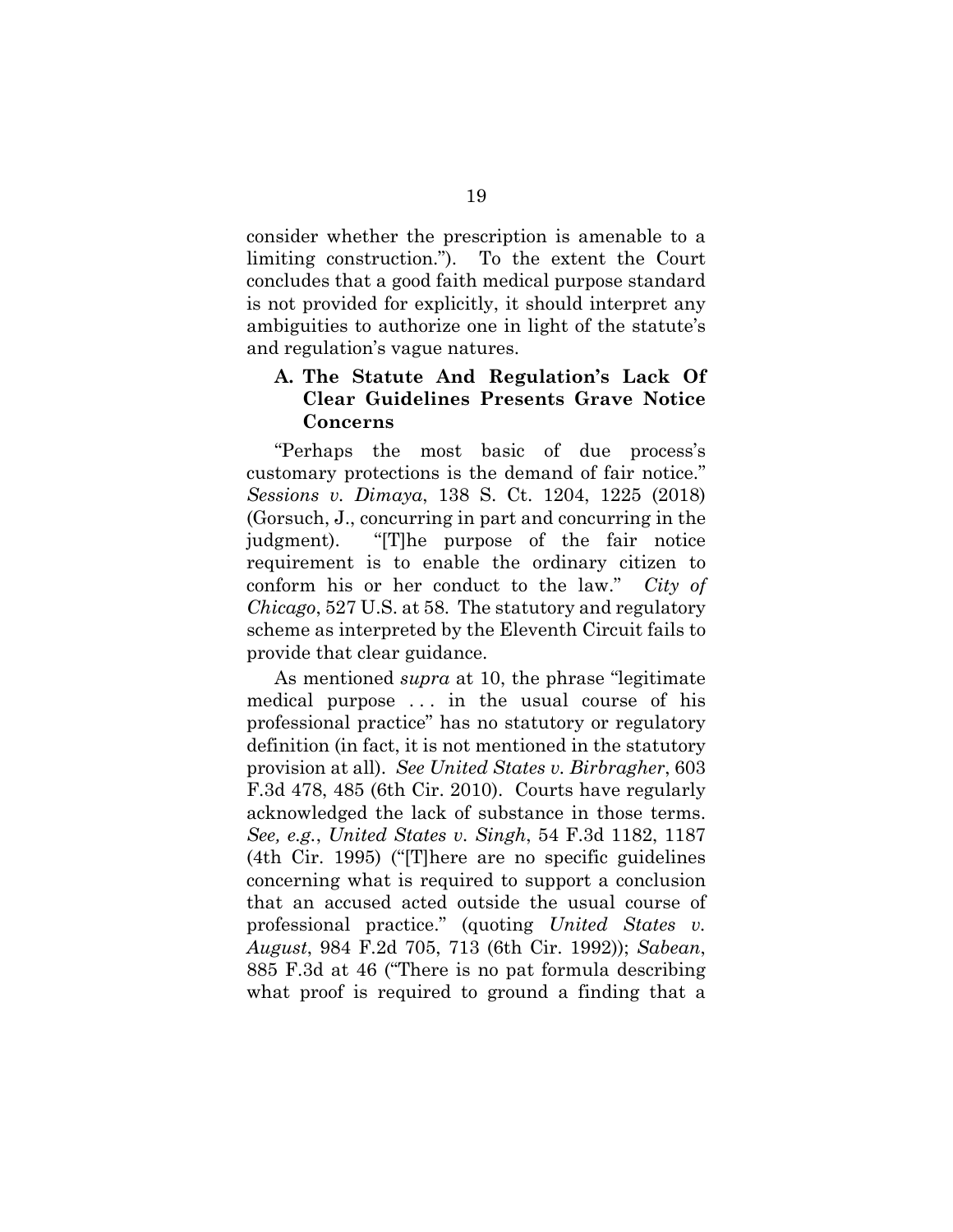consider whether the prescription is amenable to a limiting construction."). To the extent the Court concludes that a good faith medical purpose standard is not provided for explicitly, it should interpret any ambiguities to authorize one in light of the statute's and regulation's vague natures.

### A. The Statute And Regulation's Lack Of Clear Guidelines Presents Grave Notice Concerns

"Perhaps the most basic of due process's customary protections is the demand of fair notice." *Sessions v. Dimaya*, 138 S. Ct. 1204, 1225 (2018) (Gorsuch, J., concurring in part and concurring in the judgment). "[T]he purpose of the fair notice requirement is to enable the ordinary citizen to conform his or her conduct to the law." *City of Chicago*, 527 U.S. at 58. The statutory and regulatory scheme as interpreted by the Eleventh Circuit fails to provide that clear guidance.

As mentioned *supra* at 10, the phrase "legitimate medical purpose . . . in the usual course of his professional practice" has no statutory or regulatory definition (in fact, it is not mentioned in the statutory provision at all). *See United States v. Birbragher*, 603 F.3d 478, 485 (6th Cir. 2010). Courts have regularly acknowledged the lack of substance in those terms. *See, e.g.*, *United States v. Singh*, 54 F.3d 1182, 1187 (4th Cir. 1995) ("[T]here are no specific guidelines concerning what is required to support a conclusion that an accused acted outside the usual course of professional practice." (quoting *United States v. August*, 984 F.2d 705, 713 (6th Cir. 1992)); *Sabean*, 885 F.3d at 46 ("There is no pat formula describing what proof is required to ground a finding that a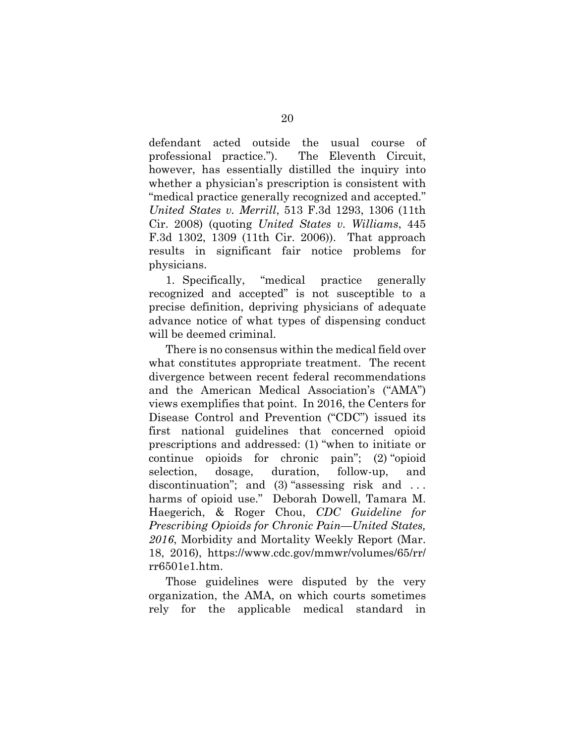defendant acted outside the usual course of professional practice."). The Eleventh Circuit, however, has essentially distilled the inquiry into whether a physician's prescription is consistent with "medical practice generally recognized and accepted." *United States v. Merrill*, 513 F.3d 1293, 1306 (11th Cir. 2008) (quoting *United States v. Williams*, 445 F.3d 1302, 1309 (11th Cir. 2006)). That approach results in significant fair notice problems for physicians.

1. Specifically, "medical practice generally recognized and accepted" is not susceptible to a precise definition, depriving physicians of adequate advance notice of what types of dispensing conduct will be deemed criminal.

There is no consensus within the medical field over what constitutes appropriate treatment. The recent divergence between recent federal recommendations and the American Medical Association's ("AMA") views exemplifies that point. In 2016, the Centers for Disease Control and Prevention ("CDC") issued its first national guidelines that concerned opioid prescriptions and addressed: (1) "when to initiate or continue opioids for chronic pain"; (2) "opioid selection, dosage, duration, follow-up, and discontinuation"; and (3) "assessing risk and . . . harms of opioid use." Deborah Dowell, Tamara M. Haegerich, & Roger Chou, *CDC Guideline for Prescribing Opioids for Chronic Pain—United States, 2016*, Morbidity and Mortality Weekly Report (Mar. 18, 2016), https://www.cdc.gov/mmwr/volumes/65/rr/rr6501e1.htm.

Those guidelines were disputed by the very organization, the AMA, on which courts sometimes rely for the applicable medical standard in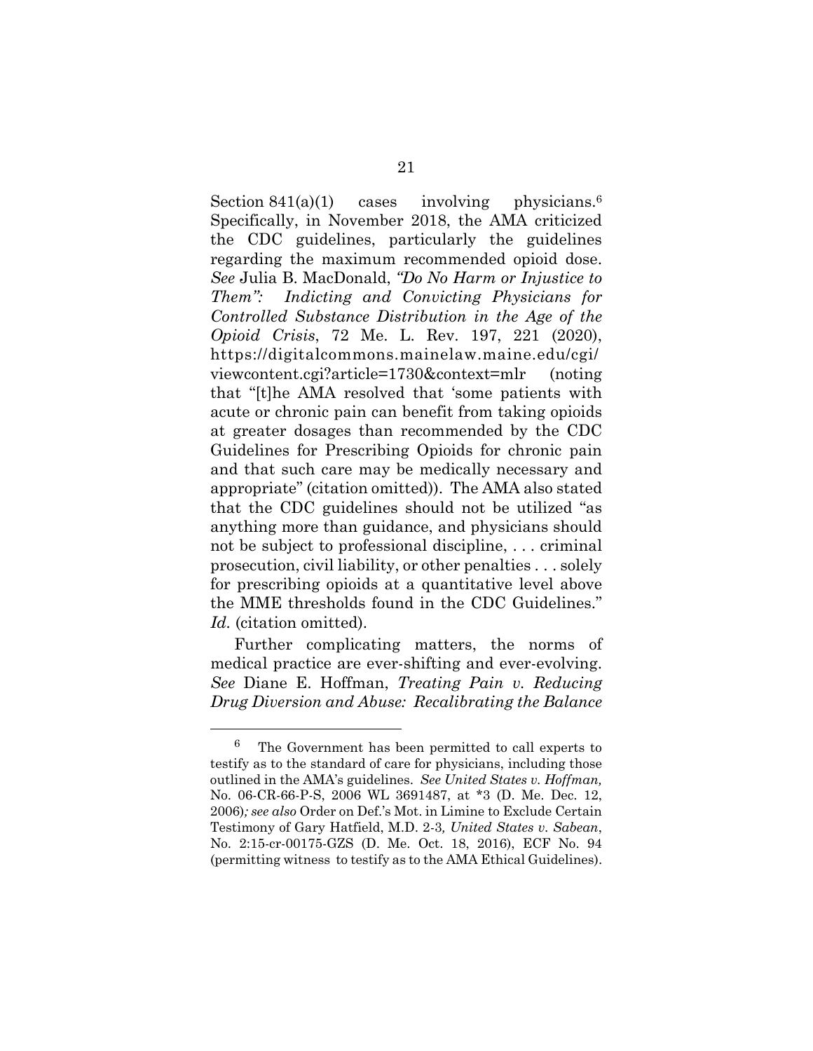Section 841(a)(1) cases involving physicians.[6] Specifically, in November 2018, the AMA criticized the CDC guidelines, particularly the guidelines regarding the maximum recommended opioid dose. *See* Julia B. MacDonald, *"Do No Harm or Injustice to Them": Indicting and Convicting Physicians for Controlled Substance Distribution in the Age of the Opioid Crisis*, 72 Me. L. Rev. 197, 221 (2020), https://digitalcommons.mainelaw.maine.edu/cgi/viewcontent.cgi?article=1730&context=mlr (noting that "[t]he AMA resolved that 'some patients with acute or chronic pain can benefit from taking opioids at greater dosages than recommended by the CDC Guidelines for Prescribing Opioids for chronic pain and that such care may be medically necessary and appropriate" (citation omitted)). The AMA also stated that the CDC guidelines should not be utilized "as anything more than guidance, and physicians should not be subject to professional discipline, . . . criminal prosecution, civil liability, or other penalties . . . solely for prescribing opioids at a quantitative level above the MME thresholds found in the CDC Guidelines." *Id.* (citation omitted).

Further complicating matters, the norms of medical practice are ever-shifting and ever-evolving. *See* Diane E. Hoffman, *Treating Pain v. Reducing Drug Diversion and Abuse: Recalibrating the Balance*

---

[6] The Government has been permitted to call experts to testify as to the standard of care for physicians, including those outlined in the AMA's guidelines. *See United States v. Hoffman,* No. 06-CR-66-P-S, 2006 WL 3691487, at *3 (D. Me. Dec. 12, 2006)*; see also* Order on Def.'s Mot. in Limine to Exclude Certain Testimony of Gary Hatfield, M.D. 2-3*, United States v. Sabean*, No. 2:15-cr-00175-GZS (D. Me. Oct. 18, 2016), ECF No. 94 (permitting witness to testify as to the AMA Ethical Guidelines).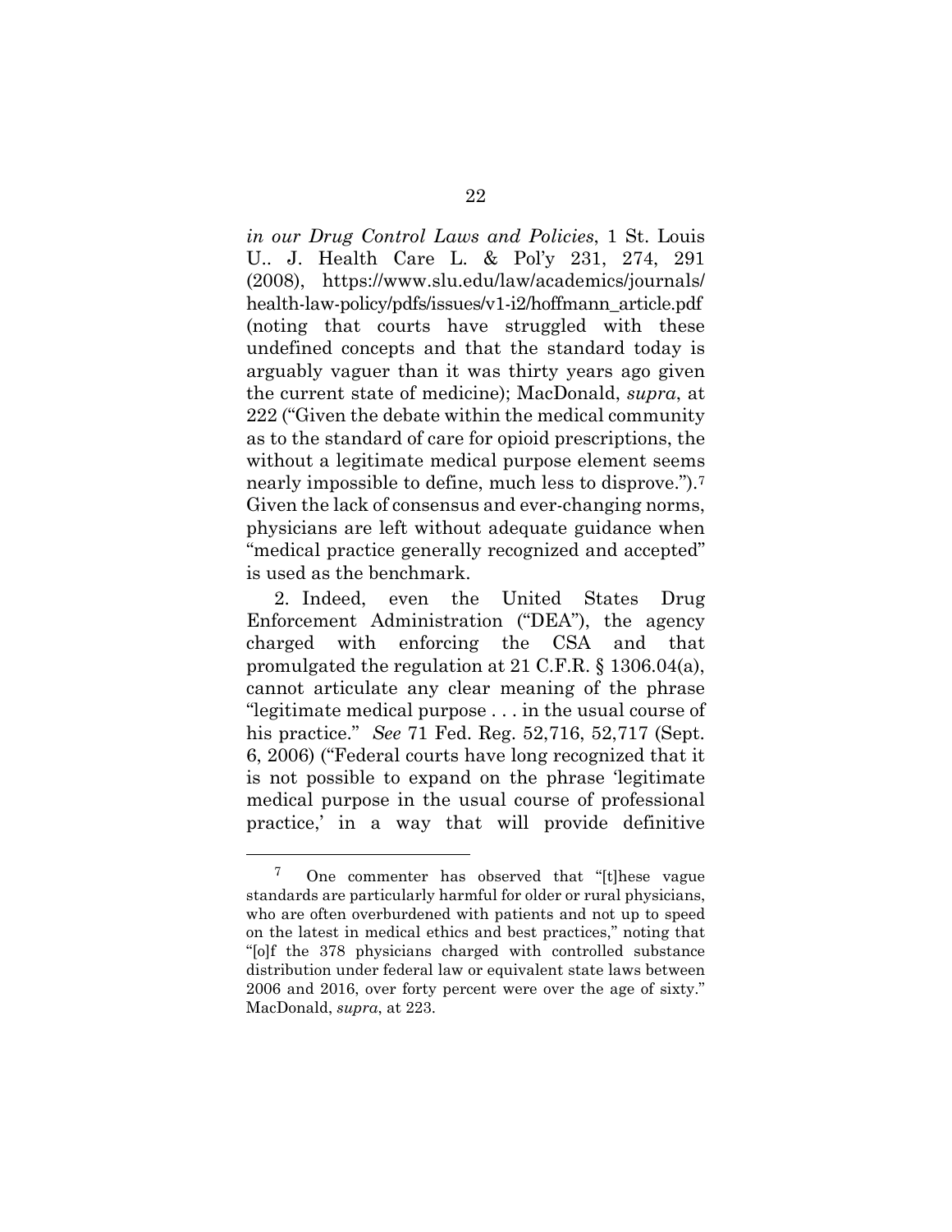*in our Drug Control Laws and Policies*, 1 St. Louis U.. J. Health Care L. & Pol'y 231, 274, 291 (2008), https://www.slu.edu/law/academics/journals/health-law-policy/pdfs/issues/v1-i2/hoffmann_article.pdf (noting that courts have struggled with these undefined concepts and that the standard today is arguably vaguer than it was thirty years ago given the current state of medicine); MacDonald, *supra*, at 222 ("Given the debate within the medical community as to the standard of care for opioid prescriptions, the without a legitimate medical purpose element seems nearly impossible to define, much less to disprove.").[7] Given the lack of consensus and ever-changing norms, physicians are left without adequate guidance when "medical practice generally recognized and accepted" is used as the benchmark.

2. Indeed, even the United States Drug Enforcement Administration ("DEA"), the agency charged with enforcing the CSA and that promulgated the regulation at 21 C.F.R. § 1306.04(a), cannot articulate any clear meaning of the phrase "legitimate medical purpose . . . in the usual course of his practice." *See* 71 Fed. Reg. 52,716, 52,717 (Sept. 6, 2006) ("Federal courts have long recognized that it is not possible to expand on the phrase 'legitimate medical purpose in the usual course of professional practice,' in a way that will provide definitive

[7] One commenter has observed that "[t]hese vague standards are particularly harmful for older or rural physicians, who are often overburdened with patients and not up to speed on the latest in medical ethics and best practices," noting that "[o]f the 378 physicians charged with controlled substance distribution under federal law or equivalent state laws between 2006 and 2016, over forty percent were over the age of sixty." MacDonald, *supra*, at 223.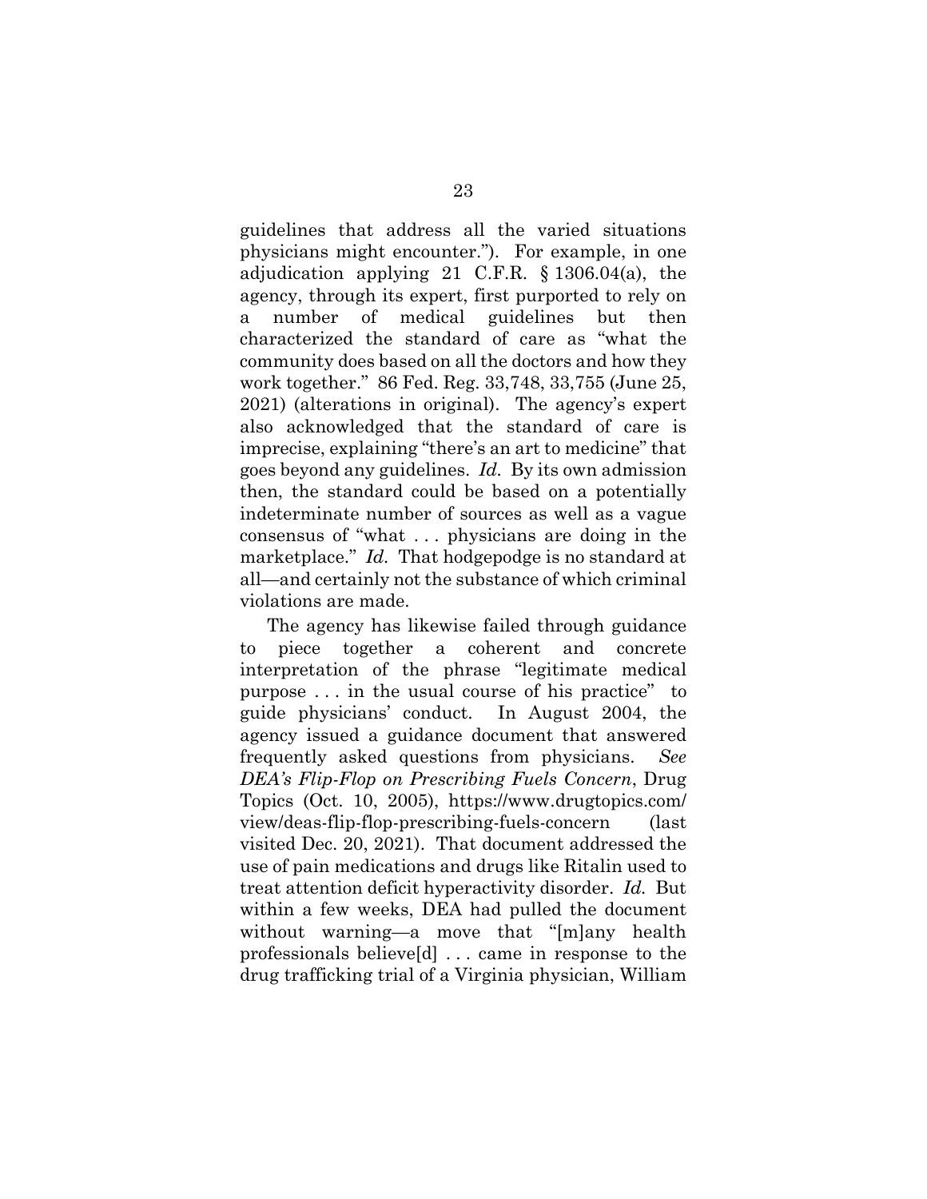guidelines that address all the varied situations physicians might encounter."). For example, in one adjudication applying 21 C.F.R. § 1306.04(a), the agency, through its expert, first purported to rely on a number of medical guidelines but then characterized the standard of care as "what the community does based on all the doctors and how they work together." 86 Fed. Reg. 33,748, 33,755 (June 25, 2021) (alterations in original). The agency's expert also acknowledged that the standard of care is imprecise, explaining "there's an art to medicine" that goes beyond any guidelines. *Id.* By its own admission then, the standard could be based on a potentially indeterminate number of sources as well as a vague consensus of "what . . . physicians are doing in the marketplace." *Id.* That hodgepodge is no standard at all—and certainly not the substance of which criminal violations are made.

The agency has likewise failed through guidance to piece together a coherent and concrete interpretation of the phrase "legitimate medical purpose . . . in the usual course of his practice" to guide physicians' conduct. In August 2004, the agency issued a guidance document that answered frequently asked questions from physicians. *See DEA's Flip-Flop on Prescribing Fuels Concern*, Drug Topics (Oct. 10, 2005), https://www.drugtopics.com/view/deas-flip-flop-prescribing-fuels-concern (last visited Dec. 20, 2021). That document addressed the use of pain medications and drugs like Ritalin used to treat attention deficit hyperactivity disorder. *Id.* But within a few weeks, DEA had pulled the document without warning—a move that "[m]any health professionals believe[d] . . . came in response to the drug trafficking trial of a Virginia physician, William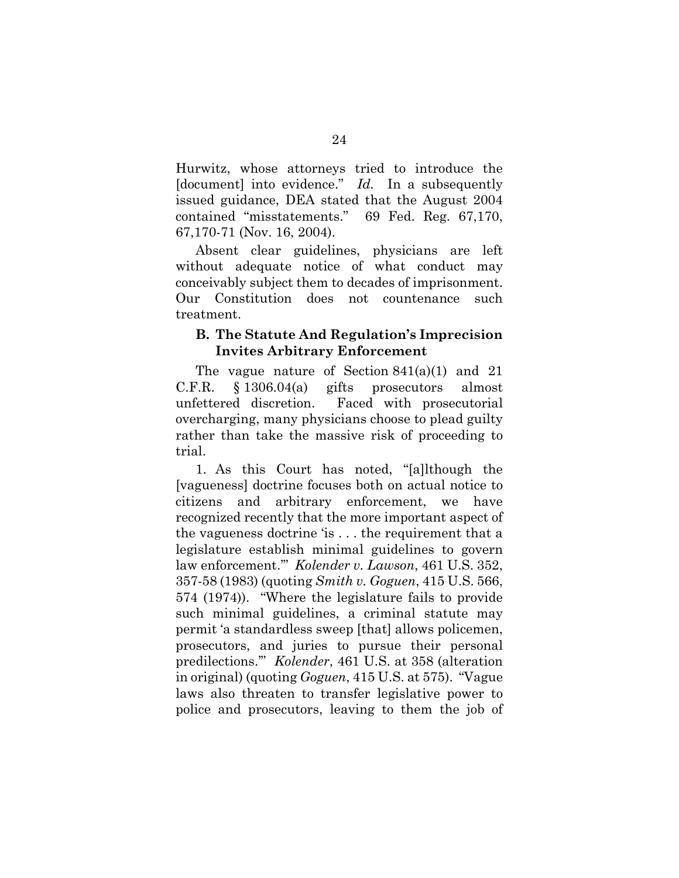Hurwitz, whose attorneys tried to introduce the [document] into evidence." *Id.* In a subsequently issued guidance, DEA stated that the August 2004 contained "misstatements." 69 Fed. Reg. 67,170, 67,170-71 (Nov. 16, 2004).

Absent clear guidelines, physicians are left without adequate notice of what conduct may conceivably subject them to decades of imprisonment. Our Constitution does not countenance such treatment.

### B. The Statute And Regulation's Imprecision Invites Arbitrary Enforcement

The vague nature of Section 841(a)(1) and 21 C.F.R. § 1306.04(a) gifts prosecutors almost unfettered discretion. Faced with prosecutorial overcharging, many physicians choose to plead guilty rather than take the massive risk of proceeding to trial.

1. As this Court has noted, "[a]lthough the [vagueness] doctrine focuses both on actual notice to citizens and arbitrary enforcement, we have recognized recently that the more important aspect of the vagueness doctrine 'is . . . the requirement that a legislature establish minimal guidelines to govern law enforcement.'" *Kolender v. Lawson*, 461 U.S. 352, 357-58 (1983) (quoting *Smith v. Goguen*, 415 U.S. 566, 574 (1974)). "Where the legislature fails to provide such minimal guidelines, a criminal statute may permit 'a standardless sweep [that] allows policemen, prosecutors, and juries to pursue their personal predilections.'" *Kolender*, 461 U.S. at 358 (alteration in original) (quoting *Goguen*, 415 U.S. at 575). "Vague laws also threaten to transfer legislative power to police and prosecutors, leaving to them the job of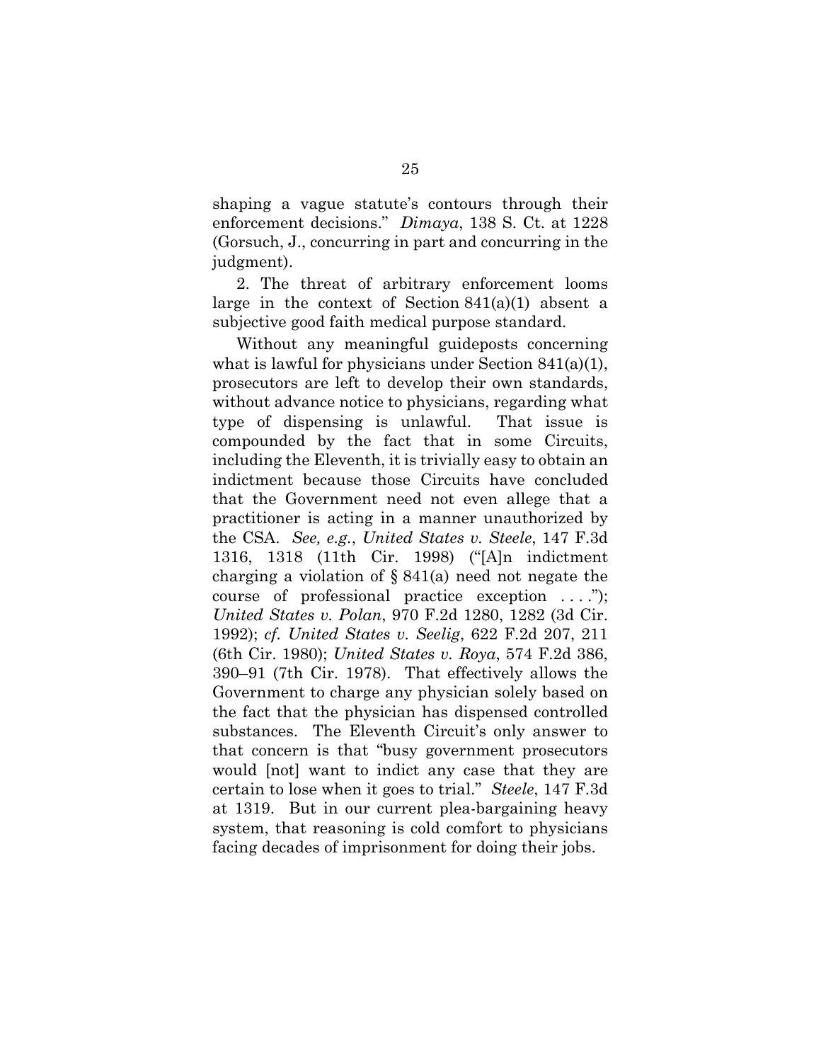shaping a vague statute's contours through their enforcement decisions." *Dimaya*, 138 S. Ct. at 1228 (Gorsuch, J., concurring in part and concurring in the judgment).

2. The threat of arbitrary enforcement looms large in the context of Section 841(a)(1) absent a subjective good faith medical purpose standard.

Without any meaningful guideposts concerning what is lawful for physicians under Section 841(a)(1), prosecutors are left to develop their own standards, without advance notice to physicians, regarding what type of dispensing is unlawful. That issue is compounded by the fact that in some Circuits, including the Eleventh, it is trivially easy to obtain an indictment because those Circuits have concluded that the Government need not even allege that a practitioner is acting in a manner unauthorized by the CSA. *See, e.g.*, *United States v. Steele*, 147 F.3d 1316, 1318 (11th Cir. 1998) ("[A]n indictment charging a violation of § 841(a) need not negate the course of professional practice exception . . . ."); *United States v. Polan*, 970 F.2d 1280, 1282 (3d Cir. 1992); *cf. United States v. Seelig*, 622 F.2d 207, 211 (6th Cir. 1980); *United States v. Roya*, 574 F.2d 386, 390–91 (7th Cir. 1978). That effectively allows the Government to charge any physician solely based on the fact that the physician has dispensed controlled substances. The Eleventh Circuit's only answer to that concern is that "busy government prosecutors would [not] want to indict any case that they are certain to lose when it goes to trial." *Steele*, 147 F.3d at 1319. But in our current plea-bargaining heavy system, that reasoning is cold comfort to physicians facing decades of imprisonment for doing their jobs.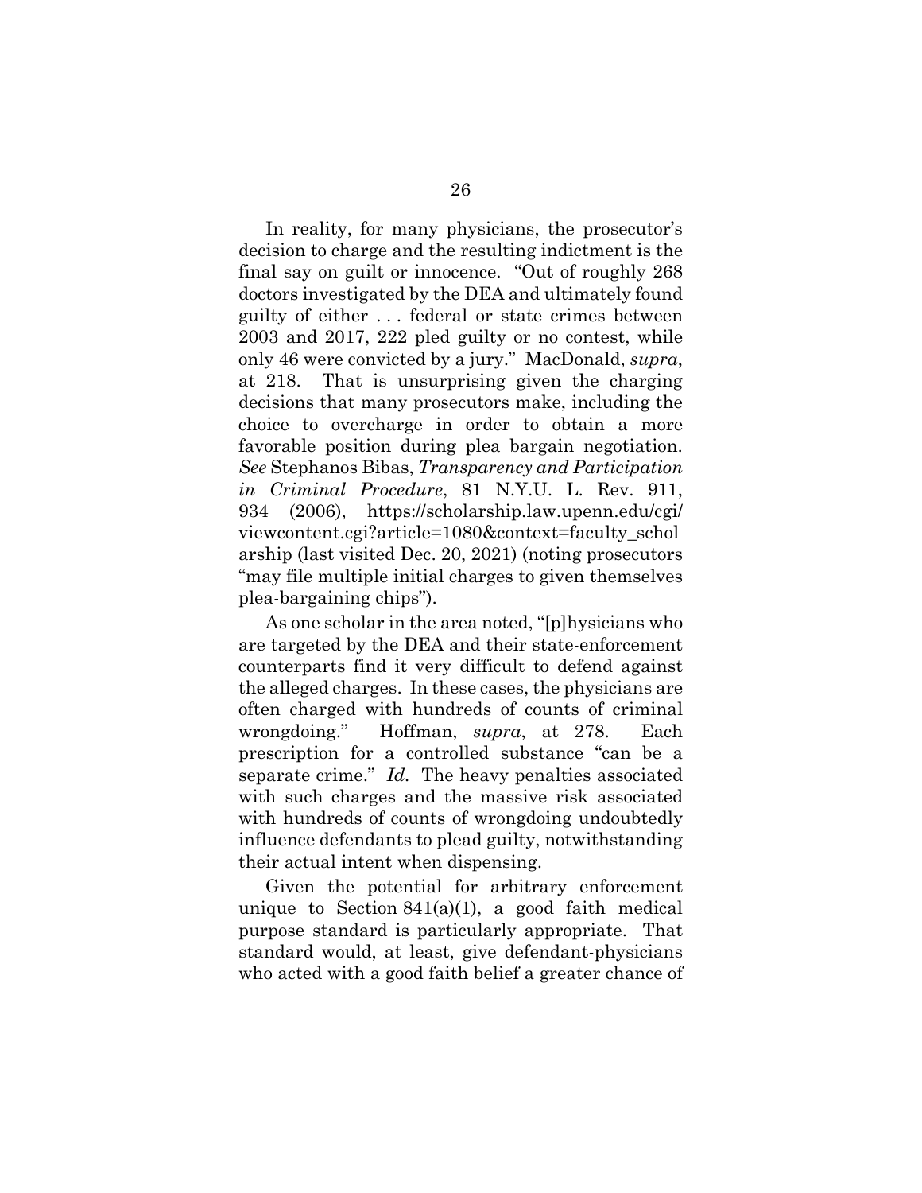In reality, for many physicians, the prosecutor's decision to charge and the resulting indictment is the final say on guilt or innocence. "Out of roughly 268 doctors investigated by the DEA and ultimately found guilty of either . . . federal or state crimes between 2003 and 2017, 222 pled guilty or no contest, while only 46 were convicted by a jury." MacDonald, *supra*, at 218. That is unsurprising given the charging decisions that many prosecutors make, including the choice to overcharge in order to obtain a more favorable position during plea bargain negotiation. *See* Stephanos Bibas, *Transparency and Participation in Criminal Procedure*, 81 N.Y.U. L. Rev. 911, 934 (2006), https://scholarship.law.upenn.edu/cgi/viewcontent.cgi?article=1080&context=faculty_scholarship (last visited Dec. 20, 2021) (noting prosecutors "may file multiple initial charges to given themselves plea-bargaining chips").

As one scholar in the area noted, "[p]hysicians who are targeted by the DEA and their state-enforcement counterparts find it very difficult to defend against the alleged charges. In these cases, the physicians are often charged with hundreds of counts of criminal wrongdoing." Hoffman, *supra*, at 278. Each prescription for a controlled substance "can be a separate crime." *Id.* The heavy penalties associated with such charges and the massive risk associated with hundreds of counts of wrongdoing undoubtedly influence defendants to plead guilty, notwithstanding their actual intent when dispensing.

Given the potential for arbitrary enforcement unique to Section 841(a)(1), a good faith medical purpose standard is particularly appropriate. That standard would, at least, give defendant-physicians who acted with a good faith belief a greater chance of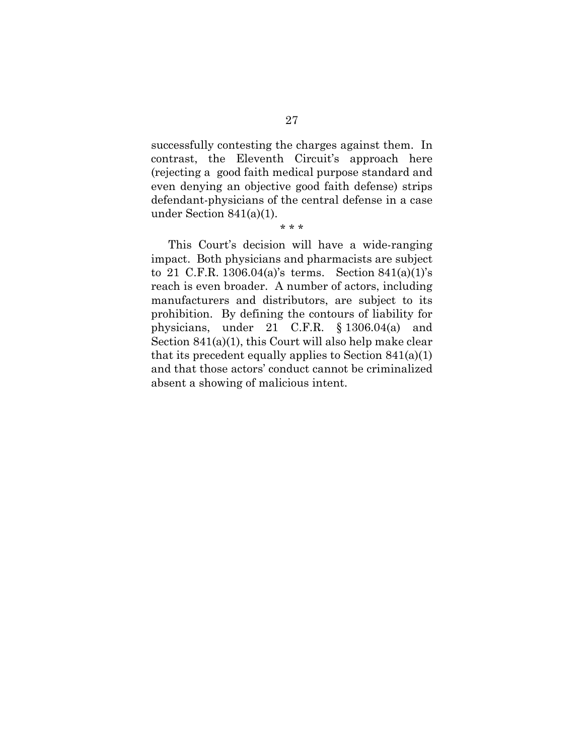successfully contesting the charges against them. In contrast, the Eleventh Circuit's approach here (rejecting a good faith medical purpose standard and even denying an objective good faith defense) strips defendant-physicians of the central defense in a case under Section 841(a)(1).

\* \* \*

This Court's decision will have a wide-ranging impact. Both physicians and pharmacists are subject to 21 C.F.R. 1306.04(a)'s terms. Section 841(a)(1)'s reach is even broader. A number of actors, including manufacturers and distributors, are subject to its prohibition. By defining the contours of liability for physicians, under 21 C.F.R. § 1306.04(a) and Section 841(a)(1), this Court will also help make clear that its precedent equally applies to Section 841(a)(1) and that those actors' conduct cannot be criminalized absent a showing of malicious intent.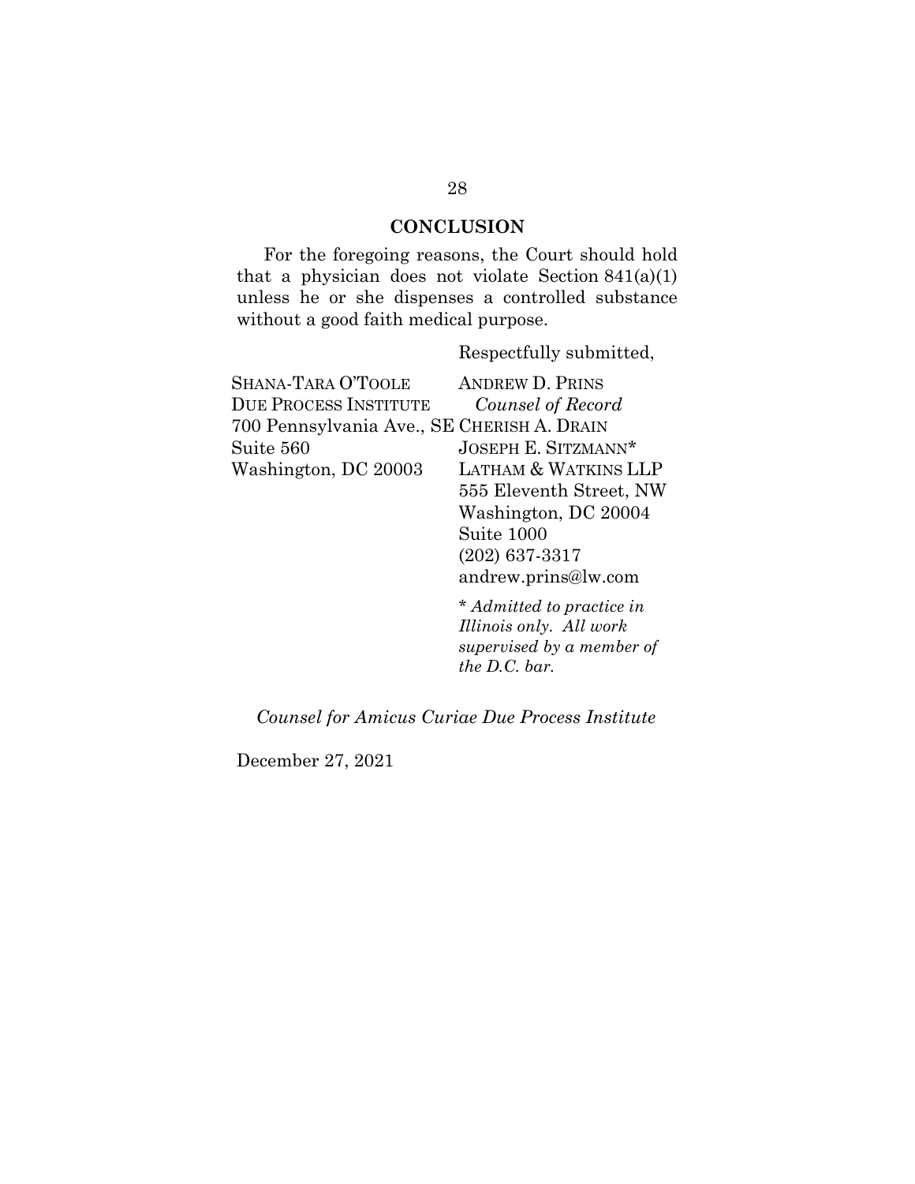## CONCLUSION

For the foregoing reasons, the Court should hold that a physician does not violate Section 841(a)(1) unless he or she dispenses a controlled substance without a good faith medical purpose.

Respectfully submitted,

SHANA-TARA O'TOOLE
DUE PROCESS INSTITUTE
700 Pennsylvania Ave., SE
Suite 560
Washington, DC 20003

ANDREW D. PRINS
*Counsel of Record*
CHERISH A. DRAIN
JOSEPH E. SITZMANN*
LATHAM & WATKINS LLP
555 Eleventh Street, NW
Washington, DC 20004
Suite 1000
(202) 637-3317
andrew.prins@lw.com

* *Admitted to practice in Illinois only. All work supervised by a member of the D.C. bar.*

*Counsel for Amicus Curiae Due Process Institute*

December 27, 2021